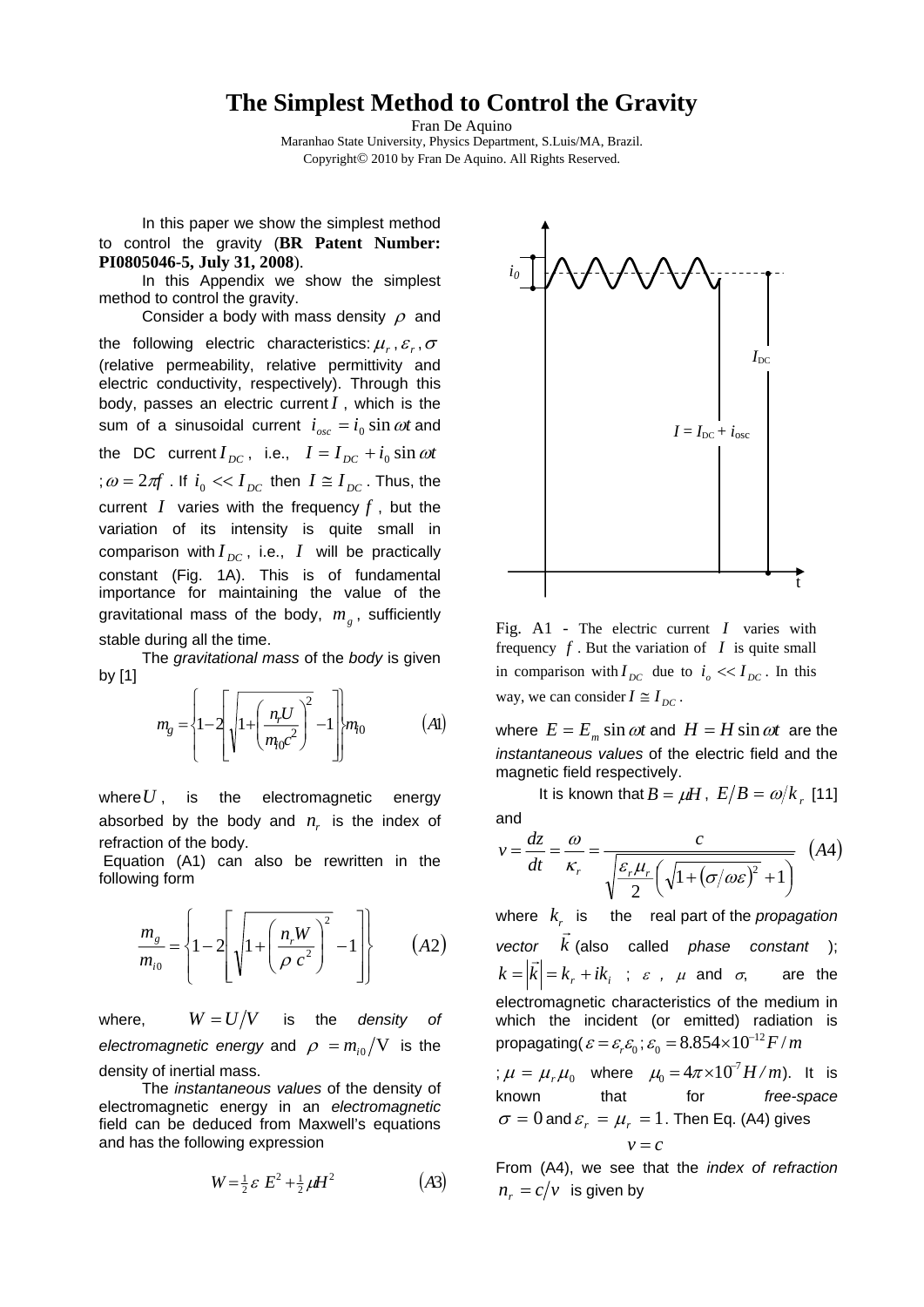# The Simplest Method to Control the Gravity

Fran De Aquino

Maranhao State University, Physics Department, S.Luis/MA, Brazil.

Copyright© 2010 by Fran De Aquino. All Rights Reserved.

In this paper we show the simplest method to control the gravity (**BR Patent Number: PI0805046-5, July 31, 2008**).

In this Appendix we show the simplest method to control the gravity.

Consider a body with mass density $\rho$ and the following electric characteristics: $\mu_r, \varepsilon_r, \sigma$ (relative permeability, relative permittivity and electric conductivity, respectively). Through this body, passes an electric current $I$, which is the sum of a sinusoidal current $i_{osc} = i_0 \sin \omega t$ and the DC current $I_{DC}$, i.e., $I = I_{DC} + i_0 \sin \omega t$ ; $\omega = 2\pi f$ . If $i_0 << I_{DC}$ then $I \cong I_{DC}$. Thus, the current $I$ varies with the frequency $f$, but the variation of its intensity is quite small in comparison with $I_{DC}$, i.e., $I$ will be practically constant (Fig. 1A). This is of fundamental importance for maintaining the value of the gravitational mass of the body, $m_g$, sufficiently stable during all the time.

The *gravitational mass* of the *body* is given by [1]

$$m_g = \left\{ 1 - 2\left[ \sqrt{1 + \left( \frac{n_r U}{m_{i0} c^2} \right)^2} - 1 \right] \right\} m_{i0} \qquad (A1)$$

where $U$, is the electromagnetic energy absorbed by the body and $n_r$ is the index of refraction of the body.

Equation (A1) can also be rewritten in the following form

$$\frac{m_g}{m_{i0}} = \left\{ 1 - 2\left[ \sqrt{1 + \left( \frac{n_r W}{\rho c^2} \right)^2} - 1 \right] \right\} \qquad (A2)$$

where, $W = U/V$ is the *density of electromagnetic energy* and $\rho = m_{i0}/V$ is the density of inertial mass.

The *instantaneous values* of the density of electromagnetic energy in an *electromagnetic* field can be deduced from Maxwell's equations and has the following expression

$$W = \tfrac{1}{2}\varepsilon E^2 + \tfrac{1}{2}\mu H^2 \qquad (A3)$$

Fig. A1 - The electric current $I$ varies with frequency $f$. But the variation of $I$ is quite small in comparison with $I_{DC}$ due to $i_o << I_{DC}$. In this way, we can consider $I \cong I_{DC}$.

where $E = E_m \sin \omega t$ and $H = H \sin \omega t$ are the *instantaneous values* of the electric field and the magnetic field respectively.

It is known that $B = \mu H$, $E/B = \omega/k_r$ [11] and

$$v = \frac{dz}{dt} = \frac{\omega}{\kappa_r} = \frac{c}{\sqrt{\frac{\varepsilon_r \mu_r}{2}\left( \sqrt{1 + (\sigma/\omega\varepsilon)^2} + 1 \right)}} \qquad (A4)$$

where $k_r$ is the real part of the *propagation vector* $\vec{k}$ (also called *phase constant* ); $k = |\vec{k}| = k_r + ik_i$ ; $\varepsilon$ , $\mu$ and $\sigma$, are the electromagnetic characteristics of the medium in which the incident (or emitted) radiation is propagating( $\varepsilon = \varepsilon_r \varepsilon_0$ ; $\varepsilon_0 = 8.854 \times 10^{-12} F/m$ ; $\mu = \mu_r \mu_0$ where $\mu_0 = 4\pi \times 10^{-7} H/m$). It is known that for *free-space* $\sigma = 0$ and $\varepsilon_r = \mu_r = 1$. Then Eq. (A4) gives

$$v = c$$

From (A4), we see that the *index of refraction* $n_r = c/v$ is given by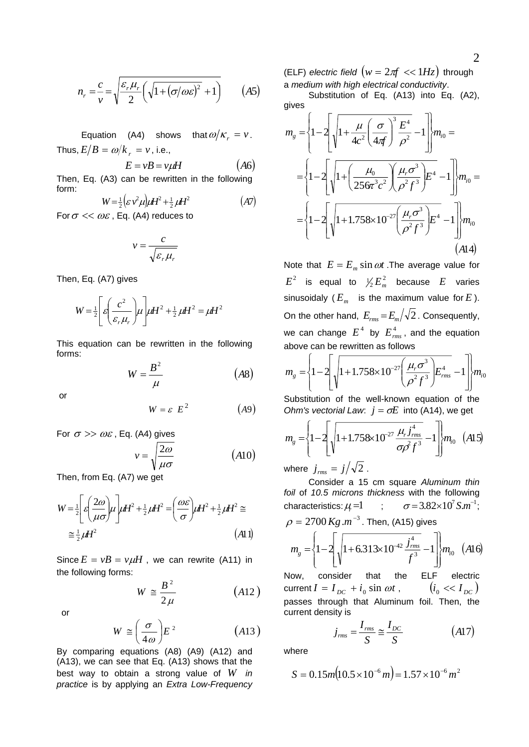$$n_r = \frac{c}{v} = \sqrt{\frac{\varepsilon_r \mu_r}{2}\left(\sqrt{1+\left(\sigma/\omega\varepsilon\right)^2}+1\right)} \qquad (A5)$$

Equation (A4) shows that $\omega/\kappa_r = v$. Thus, $E/B = \omega/k_r = v$, i.e.,

$$E = vB = v\mu H \qquad (A6)$$

Then, Eq. (A3) can be rewritten in the following form:

$$W = \tfrac{1}{2}\left(\varepsilon v^2 \mu\right)\mu H^2 + \tfrac{1}{2}\mu H^2 \qquad (A7)$$

For $\sigma << \omega\varepsilon$, Eq. (A4) reduces to

$$v = \frac{c}{\sqrt{\varepsilon_r \mu_r}}$$

Then, Eq. (A7) gives

$$W = \tfrac{1}{2}\left[\varepsilon\left(\frac{c^2}{\varepsilon_r \mu_r}\right)\mu\right]\mu H^2 + \tfrac{1}{2}\mu H^2 = \mu H^2$$

This equation can be rewritten in the following forms:

$$W = \frac{B^2}{\mu} \qquad (A8)$$

or

$$W = \varepsilon E^2 \qquad (A9)$$

For $\sigma >> \omega\varepsilon$, Eq. (A4) gives

$$v = \sqrt{\frac{2\omega}{\mu\sigma}} \qquad (A10)$$

Then, from Eq. (A7) we get

$$W = \tfrac{1}{2}\left[\varepsilon\left(\frac{2\omega}{\mu\sigma}\right)\mu\right]\mu H^2 + \tfrac{1}{2}\mu H^2 = \left(\frac{\omega\varepsilon}{\sigma}\right)\mu H^2 + \tfrac{1}{2}\mu H^2 \cong$$
$$\cong \tfrac{1}{2}\mu H^2 \qquad (A11)$$

Since $E = vB = v\mu H$, we can rewrite (A11) in the following forms:

$$W \cong \frac{B^2}{2\mu} \qquad (A12)$$

or

$$W \cong \left(\frac{\sigma}{4\omega}\right)E^2 \qquad (A13)$$

By comparing equations (A8) (A9) (A12) and (A13), we can see that Eq. (A13) shows that the best way to obtain a strong value of $W$ *in practice* is by applying an *Extra Low-Frequency* (ELF) *electric field* $\left(w = 2\pi f << 1Hz\right)$ through a *medium with high electrical conductivity*.

Substitution of Eq. (A13) into Eq. (A2), gives

$$m_g = \left\{1 - 2\left[\sqrt{1 + \frac{\mu}{4c^2}\left(\frac{\sigma}{4\pi f}\right)^3 \frac{E^4}{\rho^2}} - 1\right]\right\} m_{i0} =$$
$$= \left\{1 - 2\left[\sqrt{1 + \left(\frac{\mu_0}{256\pi^3 c^2}\right)\left(\frac{\mu_r \sigma^3}{\rho^2 f^3}\right)E^4} - 1\right]\right\} m_{i0} =$$
$$= \left\{1 - 2\left[\sqrt{1 + 1.758\times10^{-27}\left(\frac{\mu_r \sigma^3}{\rho^2 f^3}\right)E^4} - 1\right]\right\} m_{i0} \qquad (A14)$$

Note that $E = E_m \sin\omega t$. The average value for $E^2$ is equal to $\frac{1}{2}E_m^2$ because $E$ varies sinusoidaly ($E_m$ is the maximum value for $E$). On the other hand, $E_{rms} = E_m/\sqrt{2}$. Consequently, we can change $E^4$ by $E_{rms}^4$, and the equation above can be rewritten as follows

$$m_g = \left\{1 - 2\left[\sqrt{1 + 1.758\times10^{-27}\left(\frac{\mu_r \sigma^3}{\rho^2 f^3}\right)E_{rms}^4} - 1\right]\right\} m_{i0}$$

Substitution of the well-known equation of the *Ohm's vectorial Law*: $j = \sigma E$ into (A14), we get

$$m_g = \left\{1 - 2\left[\sqrt{1 + 1.758\times10^{-27}\frac{\mu_r j_{rms}^4}{\sigma\rho^2 f^3}} - 1\right]\right\} m_{i0} \qquad (A15)$$

where $j_{rms} = j/\sqrt{2}$.

Consider a 15 cm square *Aluminum thin foil* of *10.5 microns thickness* with the following characteristics: $\mu_r = 1$ ; $\sigma = 3.82\times10^7 S.m^{-1}$; $\rho = 2700\,Kg.m^{-3}$. Then, (A15) gives

$$m_g = \left\{1 - 2\left[\sqrt{1 + 6.313\times10^{-42}\frac{j_{rms}^4}{f^3}} - 1\right]\right\} m_{i0} \qquad (A16)$$

Now, consider that the ELF electric current $I = I_{DC} + i_0 \sin\omega t$, $\left(i_0 << I_{DC}\right)$ passes through that Aluminum foil. Then, the current density is

$$j_{rms} = \frac{I_{rms}}{S} \cong \frac{I_{DC}}{S} \qquad (A17)$$

where

$$S = 0.15m\left(10.5\times10^{-6}m\right) = 1.57\times10^{-6}m^2$$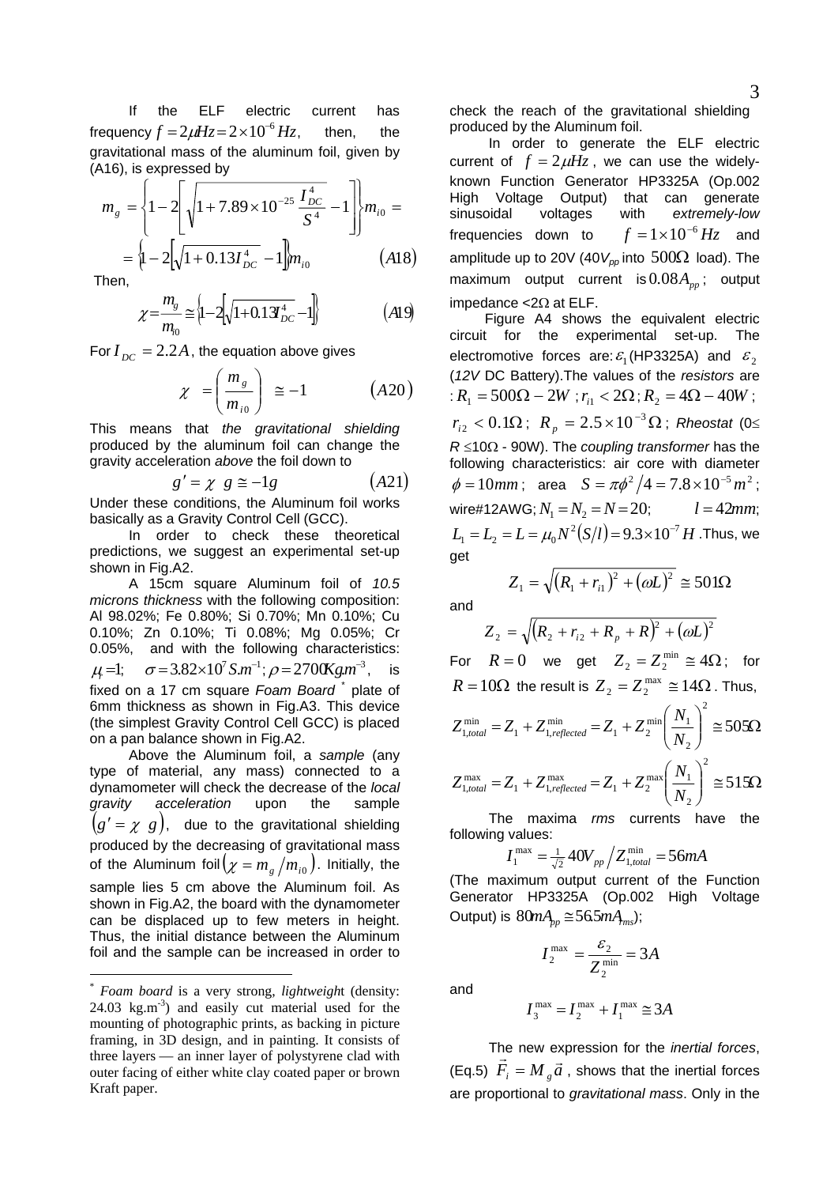If the ELF electric current has frequency $f = 2\mu Hz = 2\times10^{-6}\,Hz$, then, the gravitational mass of the aluminum foil, given by (A16), is expressed by

$$m_g = \left\{1 - 2\left[\sqrt{1 + 7.89\times10^{-25}\,\frac{I_{DC}^4}{S^4}} - 1\right]\right\}m_{i0} =$$

$$= \left\{1 - 2\left[\sqrt{1 + 0.13 I_{DC}^4} - 1\right]\right\}m_{i0} \qquad (A18)$$

Then,

$$\chi = \frac{m_g}{m_{i0}} \cong \left\{1 - 2\left[\sqrt{1 + 0.13 I_{DC}^4} - 1\right]\right\} \qquad (A19)$$

For $I_{DC} = 2.2A$, the equation above gives

$$\chi = \left(\frac{m_g}{m_{i0}}\right) \cong -1 \qquad (A20)$$

This means that *the gravitational shielding* produced by the aluminum foil can change the gravity acceleration *above* the foil down to

$$g' = \chi\, g \cong -1g \qquad (A21)$$

Under these conditions, the Aluminum foil works basically as a Gravity Control Cell (GCC).

In order to check these theoretical predictions, we suggest an experimental set-up shown in Fig.A2.

A 15cm square Aluminum foil of *10.5 microns thickness* with the following composition: Al 98.02%; Fe 0.80%; Si 0.70%; Mn 0.10%; Cu 0.10%; Zn 0.10%; Ti 0.08%; Mg 0.05%; Cr 0.05%, and with the following characteristics: $\mu_r = 1$; $\sigma = 3.82\times10^7\,S.m^{-1}$; $\rho = 2700\,Kg.m^{-3}$, is fixed on a 17 cm square *Foam Board* [*] plate of 6mm thickness as shown in Fig.A3. This device (the simplest Gravity Control Cell GCC) is placed on a pan balance shown in Fig.A2.

Above the Aluminum foil, a *sample* (any type of material, any mass) connected to a dynamometer will check the decrease of the *local gravity acceleration* upon the sample $(g' = \chi\, g)$, due to the gravitational shielding produced by the decreasing of gravitational mass of the Aluminum foil $(\chi = m_g/m_{i0})$. Initially, the sample lies 5 cm above the Aluminum foil. As shown in Fig.A2, the board with the dynamometer can be displaced up to few meters in height. Thus, the initial distance between the Aluminum foil and the sample can be increased in order to check the reach of the gravitational shielding produced by the Aluminum foil.

In order to generate the ELF electric current of $f = 2\mu Hz$, we can use the widely-known Function Generator HP3325A (Op.002 High Voltage Output) that can generate sinusoidal voltages with *extremely-low* frequencies down to $f = 1\times10^{-6}\,Hz$ and amplitude up to 20V (40$V_{pp}$ into $500\Omega$ load). The maximum output current is $0.08A_{pp}$; output impedance <2Ω at ELF.

Figure A4 shows the equivalent electric circuit for the experimental set-up. The electromotive forces are: $\varepsilon_1$ (HP3325A) and $\varepsilon_2$ (*12V* DC Battery). The values of the *resistors* are: $R_1 = 500\Omega - 2W$; $r_{i1} < 2\Omega$; $R_2 = 4\Omega - 40W$; $r_{i2} < 0.1\Omega$; $R_p = 2.5\times10^{-3}\,\Omega$; *Rheostat* (0≤ *R* ≤10Ω - 90W). The *coupling transformer* has the following characteristics: air core with diameter $\phi = 10mm$; area $S = \pi\phi^2/4 = 7.8\times10^{-5}\,m^2$; wire#12AWG; $N_1 = N_2 = N = 20$; $l = 42mm$; $L_1 = L_2 = L = \mu_0 N^2 (S/l) = 9.3\times10^{-7}\,H$. Thus, we get

$$Z_1 = \sqrt{(R_1 + r_{i1})^2 + (\omega L)^2} \cong 501\Omega$$

and

$$Z_2 = \sqrt{(R_2 + r_{i2} + R_p + R)^2 + (\omega L)^2}$$

For $R = 0$ we get $Z_2 = Z_2^{min} \cong 4\Omega$; for $R = 10\Omega$ the result is $Z_2 = Z_2^{max} \cong 14\Omega$. Thus,

$$Z_{1,total}^{min} = Z_1 + Z_{1,reflected}^{min} = Z_1 + Z_2^{min}\left(\frac{N_1}{N_2}\right)^2 \cong 505\Omega$$

$$Z_{1,total}^{max} = Z_1 + Z_{1,reflected}^{max} = Z_1 + Z_2^{max}\left(\frac{N_1}{N_2}\right)^2 \cong 515\Omega$$

The maxima *rms* currents have the following values:

$$I_1^{max} = \tfrac{1}{\sqrt{2}}\,40V_{pp}\big/Z_{1,total}^{min} = 56mA$$

(The maximum output current of the Function Generator HP3325A (Op.002 High Voltage Output) is $80mA_{pp} \cong 56.5mA_{rms}$);

$$I_2^{max} = \frac{\varepsilon_2}{Z_2^{min}} = 3A$$

and

$$I_3^{max} = I_2^{max} + I_1^{max} \cong 3A$$

The new expression for the *inertial forces*, (Eq.5) $\vec{F}_i = M_g\,\vec{a}$, shows that the inertial forces are proportional to *gravitational mass*. Only in the

---

[*] *Foam board* is a very strong, *lightweight* (density: 24.03 kg.m$^{-3}$) and easily cut material used for the mounting of photographic prints, as backing in picture framing, in 3D design, and in painting. It consists of three layers — an inner layer of polystyrene clad with outer facing of either white clay coated paper or brown Kraft paper.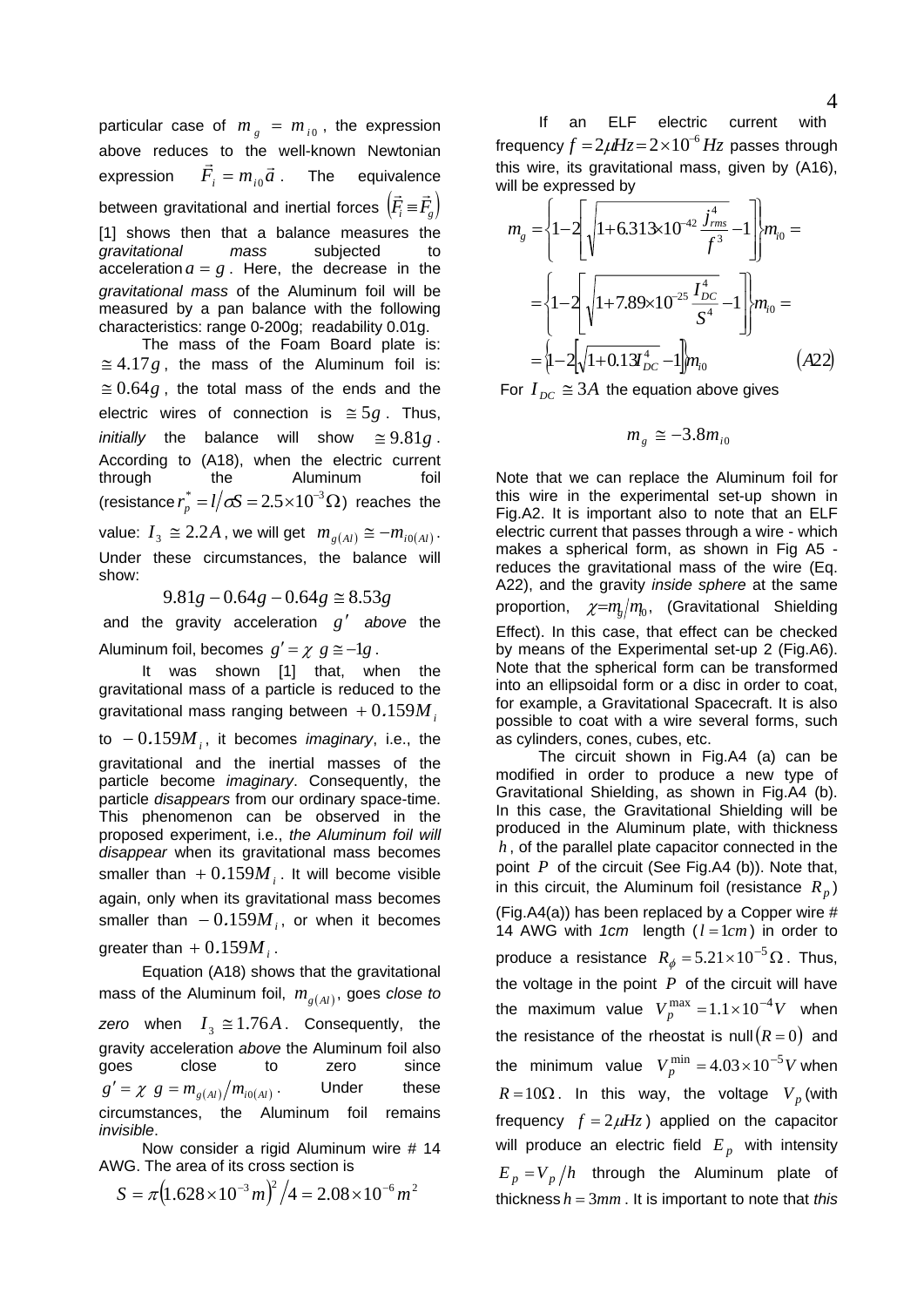particular case of $m_g = m_{i0}$, the expression above reduces to the well-known Newtonian expression $\vec{F}_i = m_{i0}\vec{a}$. The equivalence between gravitational and inertial forces $\left(\vec{F}_i \equiv \vec{F}_g\right)$ [1] shows then that a balance measures the *gravitational mass* subjected to acceleration $a = g$. Here, the decrease in the *gravitational mass* of the Aluminum foil will be measured by a pan balance with the following characteristics: range 0-200g; readability 0.01g.

The mass of the Foam Board plate is: $\cong 4.17g$, the mass of the Aluminum foil is: $\cong 0.64g$, the total mass of the ends and the electric wires of connection is $\cong 5g$. Thus, *initially* the balance will show $\cong 9.81g$. According to (A18), when the electric current through the Aluminum foil (resistance $r_p^* = l/\sigma S = 2.5\times10^{-3}\Omega$) reaches the value: $I_3 \cong 2.2A$, we will get $m_{g(Al)} \cong -m_{i0(Al)}$. Under these circumstances, the balance will show:

$$9.81g - 0.64g - 0.64g \cong 8.53g$$

and the gravity acceleration $g'$ *above* the Aluminum foil, becomes $g' = \chi\, g \cong -1g$.

It was shown [1] that, when the gravitational mass of a particle is reduced to the gravitational mass ranging between $+0.159M_i$ to $-0.159M_i$, it becomes *imaginary*, i.e., the gravitational and the inertial masses of the particle become *imaginary*. Consequently, the particle *disappears* from our ordinary space-time. This phenomenon can be observed in the proposed experiment, i.e., *the Aluminum foil will disappear* when its gravitational mass becomes smaller than $+0.159M_i$. It will become visible again, only when its gravitational mass becomes smaller than $-0.159M_i$, or when it becomes greater than $+0.159M_i$.

Equation (A18) shows that the gravitational mass of the Aluminum foil, $m_{g(Al)}$, goes *close to zero* when $I_3 \cong 1.76A$. Consequently, the gravity acceleration *above* the Aluminum foil also goes close to zero since $g' = \chi\, g = m_{g(Al)}/m_{i0(Al)}$. Under these circumstances, the Aluminum foil remains *invisible*.

Now consider a rigid Aluminum wire # 14 AWG. The area of its cross section is

$$S = \pi\left(1.628\times10^{-3}m\right)^2/4 = 2.08\times10^{-6}m^2$$

If an ELF electric current with frequency $f = 2\mu Hz = 2\times10^{-6}Hz$ passes through this wire, its gravitational mass, given by (A16), will be expressed by

$$m_g = \left\{1 - 2\left[\sqrt{1 + 6.313\times10^{-42}\frac{j_{rms}^4}{f^3}} - 1\right]\right\}m_{i0} =$$
$$= \left\{1 - 2\left[\sqrt{1 + 7.89\times10^{-25}\frac{I_{DC}^4}{S^4}} - 1\right]\right\}m_{i0} =$$
$$= \left\{1 - 2\left[\sqrt{1 + 0.13I_{DC}^4} - 1\right]\right\}m_{i0} \qquad (A22)$$

For $I_{DC} \cong 3A$ the equation above gives

$$m_g \cong -3.8m_{i0}$$

Note that we can replace the Aluminum foil for this wire in the experimental set-up shown in Fig.A2. It is important also to note that an ELF electric current that passes through a wire - which makes a spherical form, as shown in Fig A5 - reduces the gravitational mass of the wire (Eq. A22), and the gravity *inside sphere* at the same proportion, $\chi = m_g/m_{i0}$, (Gravitational Shielding Effect). In this case, that effect can be checked by means of the Experimental set-up 2 (Fig.A6). Note that the spherical form can be transformed into an ellipsoidal form or a disc in order to coat, for example, a Gravitational Spacecraft. It is also possible to coat with a wire several forms, such as cylinders, cones, cubes, etc.

The circuit shown in Fig.A4 (a) can be modified in order to produce a new type of Gravitational Shielding, as shown in Fig.A4 (b). In this case, the Gravitational Shielding will be produced in the Aluminum plate, with thickness $h$, of the parallel plate capacitor connected in the point $P$ of the circuit (See Fig.A4 (b)). Note that, in this circuit, the Aluminum foil (resistance $R_p$) (Fig.A4(a)) has been replaced by a Copper wire # 14 AWG with *1cm* length ($l = 1cm$) in order to produce a resistance $R_\phi = 5.21\times10^{-5}\Omega$. Thus, the voltage in the point $P$ of the circuit will have the maximum value $V_p^{max} = 1.1\times10^{-4}V$ when the resistance of the rheostat is null$(R = 0)$ and the minimum value $V_p^{min} = 4.03\times10^{-5}V$ when $R = 10\Omega$. In this way, the voltage $V_p$ (with frequency $f = 2\mu Hz$) applied on the capacitor will produce an electric field $E_p$ with intensity $E_p = V_p/h$ through the Aluminum plate of thickness $h = 3mm$. It is important to note that *this*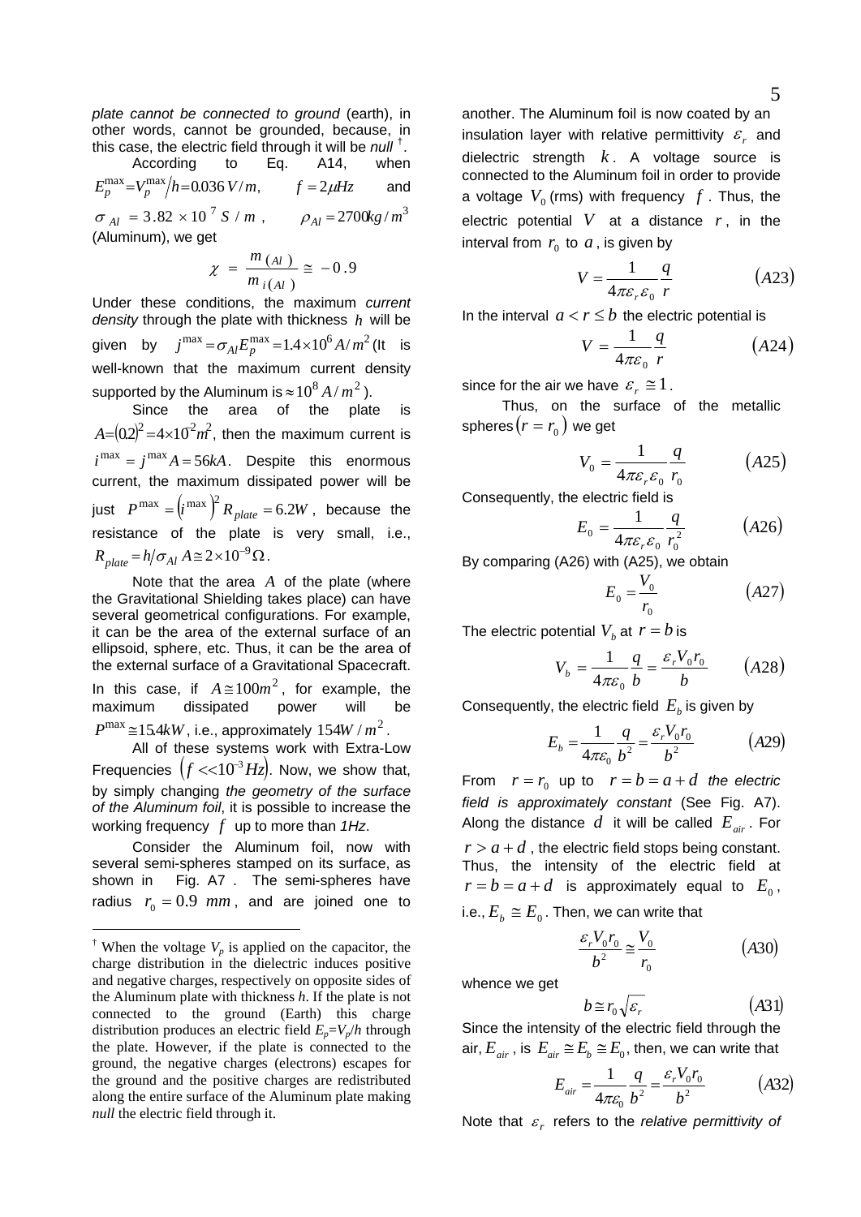*plate cannot be connected to ground* (earth), in other words, cannot be grounded, because, in this case, the electric field through it will be *null* [†].

According to Eq. A14, when $E_p^{max} = V_p^{max}/h = 0.036\,V/m$, $f = 2\mu Hz$ and $\sigma_{Al} = 3.82\times10^7\,S/m$, $\rho_{Al} = 2700\,kg/m^3$ (Aluminum), we get

$$\chi = \frac{m_{(Al)}}{m_{i(Al)}} \cong -0.9$$

Under these conditions, the maximum *current density* through the plate with thickness $h$ will be given by $j^{max} = \sigma_{Al} E_p^{max} = 1.4\times10^6\,A/m^2$ (It is well-known that the maximum current density supported by the Aluminum is $\approx 10^8\,A/m^2$ ).

Since the area of the plate is $A = (0.2)^2 = 4\times10^{-2}m^2$, then the maximum current is $i^{max} = j^{max}A = 56kA$. Despite this enormous current, the maximum dissipated power will be just $P^{max} = (i^{max})^2 R_{plate} = 6.2W$, because the resistance of the plate is very small, i.e., $R_{plate} = h/\sigma_{Al}A \cong 2\times10^{-9}\Omega$.

Note that the area $A$ of the plate (where the Gravitational Shielding takes place) can have several geometrical configurations. For example, it can be the area of the external surface of an ellipsoid, sphere, etc. Thus, it can be the area of the external surface of a Gravitational Spacecraft. In this case, if $A \cong 100m^2$, for example, the maximum dissipated power will be $P^{max} \cong 15.4kW$, i.e., approximately $154W/m^2$.

All of these systems work with Extra-Low Frequencies $(f << 10^{-3}Hz)$. Now, we show that, by simply changing *the geometry of the surface of the Aluminum foil*, it is possible to increase the working frequency $f$ up to more than *1Hz*.

Consider the Aluminum foil, now with several semi-spheres stamped on its surface, as shown in Fig. A7 . The semi-spheres have radius $r_0 = 0.9\ mm$, and are joined one to another. The Aluminum foil is now coated by an insulation layer with relative permittivity $\varepsilon_r$ and dielectric strength $k$. A voltage source is connected to the Aluminum foil in order to provide a voltage $V_0$ (rms) with frequency $f$. Thus, the electric potential $V$ at a distance $r$, in the interval from $r_0$ to $a$, is given by

$$V = \frac{1}{4\pi\varepsilon_r\varepsilon_0}\frac{q}{r} \qquad (A23)$$

In the interval $a < r \le b$ the electric potential is

$$V = \frac{1}{4\pi\varepsilon_0}\frac{q}{r} \qquad (A24)$$

since for the air we have $\varepsilon_r \cong 1$.

Thus, on the surface of the metallic spheres $(r = r_0)$ we get

$$V_0 = \frac{1}{4\pi\varepsilon_r\varepsilon_0}\frac{q}{r_0} \qquad (A25)$$

Consequently, the electric field is

$$E_0 = \frac{1}{4\pi\varepsilon_r\varepsilon_0}\frac{q}{r_0^2} \qquad (A26)$$

By comparing (A26) with (A25), we obtain

$$E_0 = \frac{V_0}{r_0} \qquad (A27)$$

The electric potential $V_b$ at $r = b$ is

$$V_b = \frac{1}{4\pi\varepsilon_0}\frac{q}{b} = \frac{\varepsilon_r V_0 r_0}{b} \qquad (A28)$$

Consequently, the electric field $E_b$ is given by

$$E_b = \frac{1}{4\pi\varepsilon_0}\frac{q}{b^2} = \frac{\varepsilon_r V_0 r_0}{b^2} \qquad (A29)$$

From $r = r_0$ up to $r = b = a + d$ *the electric field is approximately constant* (See Fig. A7). Along the distance $d$ it will be called $E_{air}$. For $r > a + d$, the electric field stops being constant. Thus, the intensity of the electric field at $r = b = a + d$ is approximately equal to $E_0$, i.e., $E_b \cong E_0$. Then, we can write that

$$\frac{\varepsilon_r V_0 r_0}{b^2} \cong \frac{V_0}{r_0} \qquad (A30)$$

whence we get

$$b \cong r_0\sqrt{\varepsilon_r} \qquad (A31)$$

Since the intensity of the electric field through the air, $E_{air}$, is $E_{air} \cong E_b \cong E_0$, then, we can write that

$$E_{air} = \frac{1}{4\pi\varepsilon_0}\frac{q}{b^2} = \frac{\varepsilon_r V_0 r_0}{b^2} \qquad (A32)$$

Note that $\varepsilon_r$ refers to the *relative permittivity of*

---

[†] When the voltage $V_p$ is applied on the capacitor, the charge distribution in the dielectric induces positive and negative charges, respectively on opposite sides of the Aluminum plate with thickness *h*. If the plate is not connected to the ground (Earth) this charge distribution produces an electric field $E_p = V_p/h$ through the plate. However, if the plate is connected to the ground, the negative charges (electrons) escapes for the ground and the positive charges are redistributed along the entire surface of the Aluminum plate making *null* the electric field through it.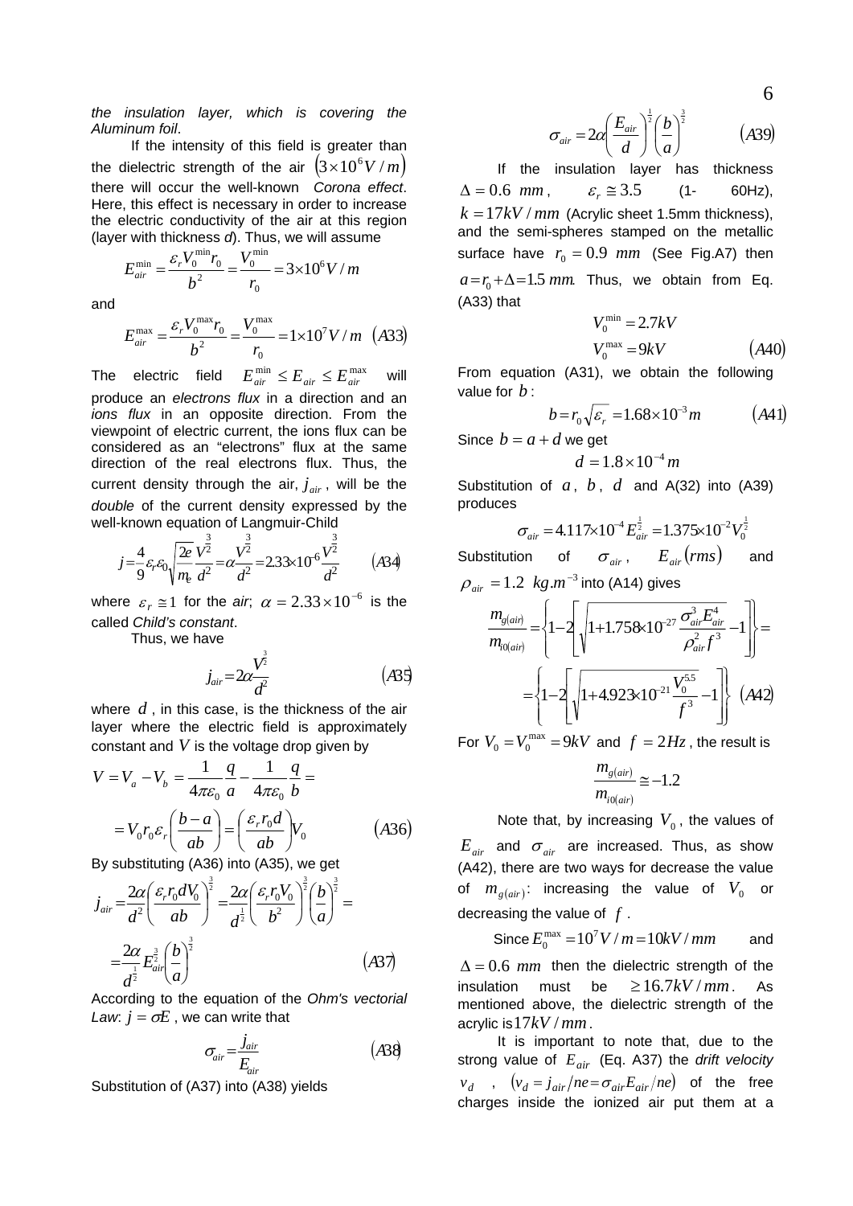*the insulation layer, which is covering the Aluminum foil*.

If the intensity of this field is greater than the dielectric strength of the air $\left(3\times10^{6}V/m\right)$ there will occur the well-known *Corona effect*. Here, this effect is necessary in order to increase the electric conductivity of the air at this region (layer with thickness *d*). Thus, we will assume

$$E_{air}^{\min}=\frac{\varepsilon_r V_0^{\min} r_0}{b^2}=\frac{V_0^{\min}}{r_0}=3\times10^{6}V/m$$

and

$$E_{air}^{\max}=\frac{\varepsilon_r V_0^{\max} r_0}{b^2}=\frac{V_0^{\max}}{r_0}=1\times10^{7}V/m \quad (A33)$$

The electric field $E_{air}^{\min}\leq E_{air}\leq E_{air}^{\max}$ will produce an *electrons flux* in a direction and an *ions flux* in an opposite direction. From the viewpoint of electric current, the ions flux can be considered as an "electrons" flux at the same direction of the real electrons flux. Thus, the current density through the air, $j_{air}$, will be the *double* of the current density expressed by the well-known equation of Langmuir-Child

$$j=\frac{4}{9}\varepsilon_r\varepsilon_0\sqrt{\frac{2e}{m_e}}\frac{V^{\frac{3}{2}}}{d^2}=\alpha\frac{V^{\frac{3}{2}}}{d^2}=2.33\times10^{-6}\frac{V^{\frac{3}{2}}}{d^2} \qquad (A34)$$

where $\varepsilon_r\cong1$ for the *air*; $\alpha=2.33\times10^{-6}$ is the called *Child's constant*.

Thus, we have

$$j_{air}=2\alpha\frac{V^{\frac{3}{2}}}{d^2} \qquad (A35)$$

where $d$, in this case, is the thickness of the air layer where the electric field is approximately constant and $V$ is the voltage drop given by

$$V=V_a-V_b=\frac{1}{4\pi\varepsilon_0}\frac{q}{a}-\frac{1}{4\pi\varepsilon_0}\frac{q}{b}=$$
$$=V_0 r_0\varepsilon_r\left(\frac{b-a}{ab}\right)=\left(\frac{\varepsilon_r r_0 d}{ab}\right)V_0 \qquad (A36)$$

By substituting (A36) into (A35), we get

$$j_{air}=\frac{2\alpha}{d^2}\left(\frac{\varepsilon_r r_0 d V_0}{ab}\right)^{\frac{3}{2}}=\frac{2\alpha}{d^{\frac{1}{2}}}\left(\frac{\varepsilon_r r_0 V_0}{b^2}\right)^{\frac{3}{2}}\left(\frac{b}{a}\right)^{\frac{3}{2}}=$$
$$=\frac{2\alpha}{d^{\frac{1}{2}}}E_{air}^{\frac{3}{2}}\left(\frac{b}{a}\right)^{\frac{3}{2}} \qquad (A37)$$

According to the equation of the *Ohm's vectorial Law*: $j=\sigma E$, we can write that

$$\sigma_{air}=\frac{j_{air}}{E_{air}} \qquad (A38)$$

Substitution of (A37) into (A38) yields

$$\sigma_{air}=2\alpha\left(\frac{E_{air}}{d}\right)^{\frac{1}{2}}\left(\frac{b}{a}\right)^{\frac{3}{2}} \qquad (A39)$$

If the insulation layer has thickness $\Delta=0.6\ mm$, $\varepsilon_r\cong3.5$ (1- 60Hz), $k=17kV/mm$ (Acrylic sheet 1.5mm thickness), and the semi-spheres stamped on the metallic surface have $r_0=0.9\ mm$ (See Fig.A7) then $a=r_0+\Delta=1.5\ mm$. Thus, we obtain from Eq. (A33) that

$$V_0^{\min}=2.7kV$$
$$V_0^{\max}=9kV \qquad (A40)$$

From equation (A31), we obtain the following value for $b$:

$$b=r_0\sqrt{\varepsilon_r}=1.68\times10^{-3}m \qquad (A41)$$

Since $b=a+d$ we get

$$d=1.8\times10^{-4}m$$

Substitution of $a$, $b$, $d$ and A(32) into (A39) produces

$$\sigma_{air}=4.117\times10^{-4}E_{air}^{\frac{1}{2}}=1.375\times10^{-2}V_0^{\frac{1}{2}}$$

Substitution of $\sigma_{air}$, $E_{air}(rms)$ and $\rho_{air}=1.2\ kg.m^{-3}$ into (A14) gives

$$\frac{m_{g(air)}}{m_{i0(air)}}=\left\{1-2\left[\sqrt{1+1.758\times10^{-27}\frac{\sigma_{air}^3E_{air}^4}{\rho_{air}^2f^3}}-1\right]\right\}=$$
$$=\left\{1-2\left[\sqrt{1+4.923\times10^{-21}\frac{V_0^{5.5}}{f^3}}-1\right]\right\} \quad (A42)$$

For $V_0=V_0^{\max}=9kV$ and $f=2Hz$, the result is

$$\frac{m_{g(air)}}{m_{i0(air)}}\cong-1.2$$

Note that, by increasing $V_0$, the values of $E_{air}$ and $\sigma_{air}$ are increased. Thus, as show (A42), there are two ways for decrease the value of $m_{g(air)}$: increasing the value of $V_0$ or decreasing the value of $f$.

Since $E_0^{\max}=10^7V/m=10kV/mm$ and $\Delta=0.6\ mm$ then the dielectric strength of the insulation must be $\geq16.7kV/mm$. As mentioned above, the dielectric strength of the acrylic is $17kV/mm$.

It is important to note that, due to the strong value of $E_{air}$ (Eq. A37) the *drift velocity* $v_d$, $\left(v_d=j_{air}/ne=\sigma_{air}E_{air}/ne\right)$ of the free charges inside the ionized air put them at a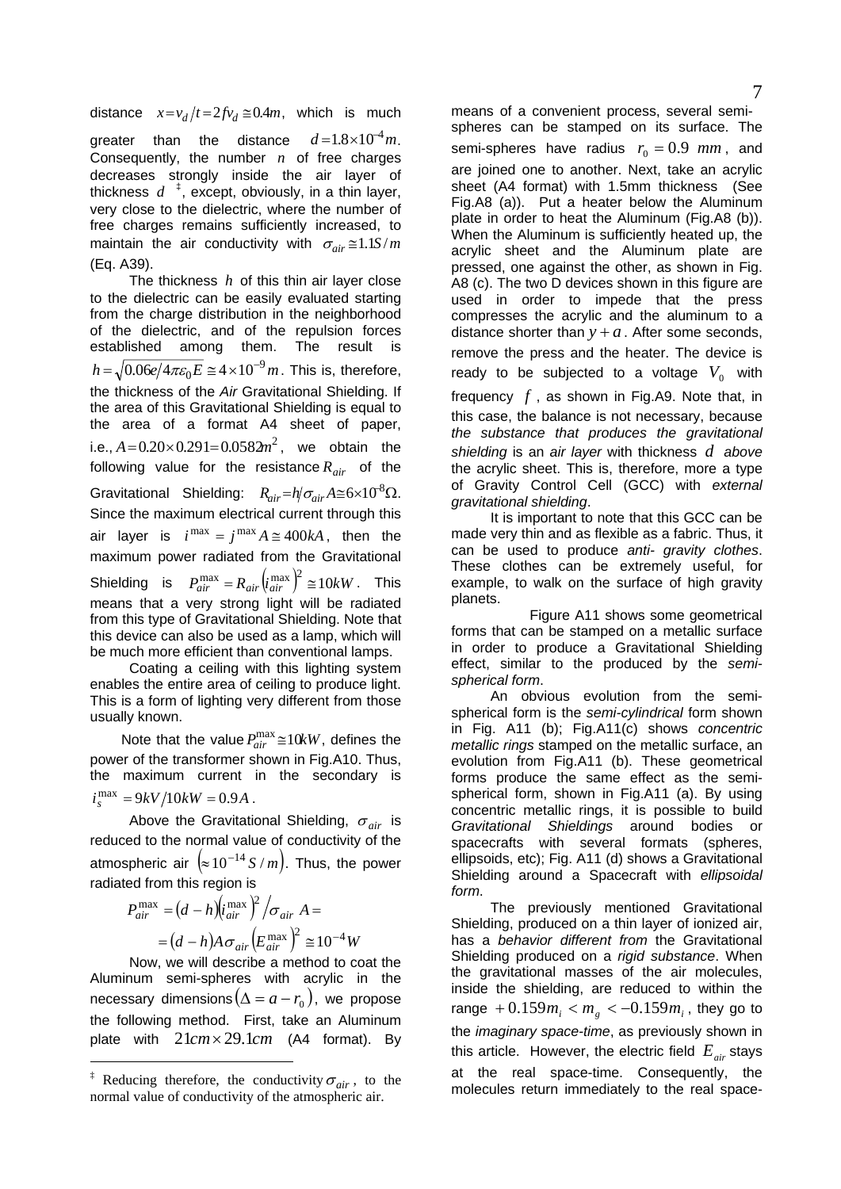distance $x = v_d/t = 2fv_d \cong 0.4m$, which is much greater than the distance $d = 1.8\times10^{-4}m$. Consequently, the number $n$ of free charges decreases strongly inside the air layer of thickness $d$ ‡, except, obviously, in a thin layer, very close to the dielectric, where the number of free charges remains sufficiently increased, to maintain the air conductivity with $\sigma_{air} \cong 1.1S/m$ (Eq. A39).

The thickness $h$ of this thin air layer close to the dielectric can be easily evaluated starting from the charge distribution in the neighborhood of the dielectric, and of the repulsion forces established among them. The result is $h = \sqrt{0.06e/4\pi\varepsilon_0 E} \cong 4\times10^{-9}m$. This is, therefore, the thickness of the *Air* Gravitational Shielding. If the area of this Gravitational Shielding is equal to the area of a format A4 sheet of paper, i.e., $A = 0.20\times0.291 = 0.0582m^2$, we obtain the following value for the resistance $R_{air}$ of the Gravitational Shielding: $R_{air} = h/\sigma_{air}A \cong 6\times10^{-8}\Omega$. Since the maximum electrical current through this air layer is $i^{max} = j^{max}A \cong 400kA$, then the maximum power radiated from the Gravitational Shielding is $P_{air}^{max} = R_{air}\left(i_{air}^{max}\right)^2 \cong 10kW$. This means that a very strong light will be radiated from this type of Gravitational Shielding. Note that this device can also be used as a lamp, which will be much more efficient than conventional lamps.

Coating a ceiling with this lighting system enables the entire area of ceiling to produce light. This is a form of lighting very different from those usually known.

Note that the value $P_{air}^{max} \cong 10kW$, defines the power of the transformer shown in Fig.A10. Thus, the maximum current in the secondary is $i_s^{max} = 9kV/10kW = 0.9A$.

Above the Gravitational Shielding, $\sigma_{air}$ is reduced to the normal value of conductivity of the atmospheric air $\left(\approx 10^{-14}S/m\right)$. Thus, the power radiated from this region is

$$P_{air}^{max} = (d-h)\left(i_{air}^{max}\right)^2/\sigma_{air}\,A =$$

$$= (d-h)A\sigma_{air}\left(E_{air}^{max}\right)^2 \cong 10^{-4}W$$

Now, we will describe a method to coat the Aluminum semi-spheres with acrylic in the necessary dimensions $(\Delta = a - r_0)$, we propose the following method. First, take an Aluminum plate with $21cm\times29.1cm$ (A4 format). By means of a convenient process, several semi-spheres can be stamped on its surface. The semi-spheres have radius $r_0 = 0.9\ mm$, and are joined one to another. Next, take an acrylic sheet (A4 format) with 1.5mm thickness (See Fig.A8 (a)). Put a heater below the Aluminum plate in order to heat the Aluminum (Fig.A8 (b)). When the Aluminum is sufficiently heated up, the acrylic sheet and the Aluminum plate are pressed, one against the other, as shown in Fig. A8 (c). The two D devices shown in this figure are used in order to impede that the press compresses the acrylic and the aluminum to a distance shorter than $y + a$. After some seconds, remove the press and the heater. The device is ready to be subjected to a voltage $V_0$ with frequency $f$, as shown in Fig.A9. Note that, in this case, the balance is not necessary, because *the substance that produces the gravitational shielding* is an *air layer* with thickness $d$ *above* the acrylic sheet. This is, therefore, more a type of Gravity Control Cell (GCC) with *external gravitational shielding*.

It is important to note that this GCC can be made very thin and as flexible as a fabric. Thus, it can be used to produce *anti- gravity clothes*. These clothes can be extremely useful, for example, to walk on the surface of high gravity planets.

Figure A11 shows some geometrical forms that can be stamped on a metallic surface in order to produce a Gravitational Shielding effect, similar to the produced by the *semi-spherical form*.

An obvious evolution from the semi-spherical form is the *semi-cylindrical* form shown in Fig. A11 (b); Fig.A11(c) shows *concentric metallic rings* stamped on the metallic surface, an evolution from Fig.A11 (b). These geometrical forms produce the same effect as the semi-spherical form, shown in Fig.A11 (a). By using concentric metallic rings, it is possible to build *Gravitational Shieldings* around bodies or spacecrafts with several formats (spheres, ellipsoids, etc); Fig. A11 (d) shows a Gravitational Shielding around a Spacecraft with *ellipsoidal form*.

The previously mentioned Gravitational Shielding, produced on a thin layer of ionized air, has a *behavior different from* the Gravitational Shielding produced on a *rigid substance*. When the gravitational masses of the air molecules, inside the shielding, are reduced to within the range $+0.159m_i < m_g < -0.159m_i$, they go to the *imaginary space-time*, as previously shown in this article. However, the electric field $E_{air}$ stays at the real space-time. Consequently, the molecules return immediately to the real space-

‡ Reducing therefore, the conductivity $\sigma_{air}$, to the normal value of conductivity of the atmospheric air.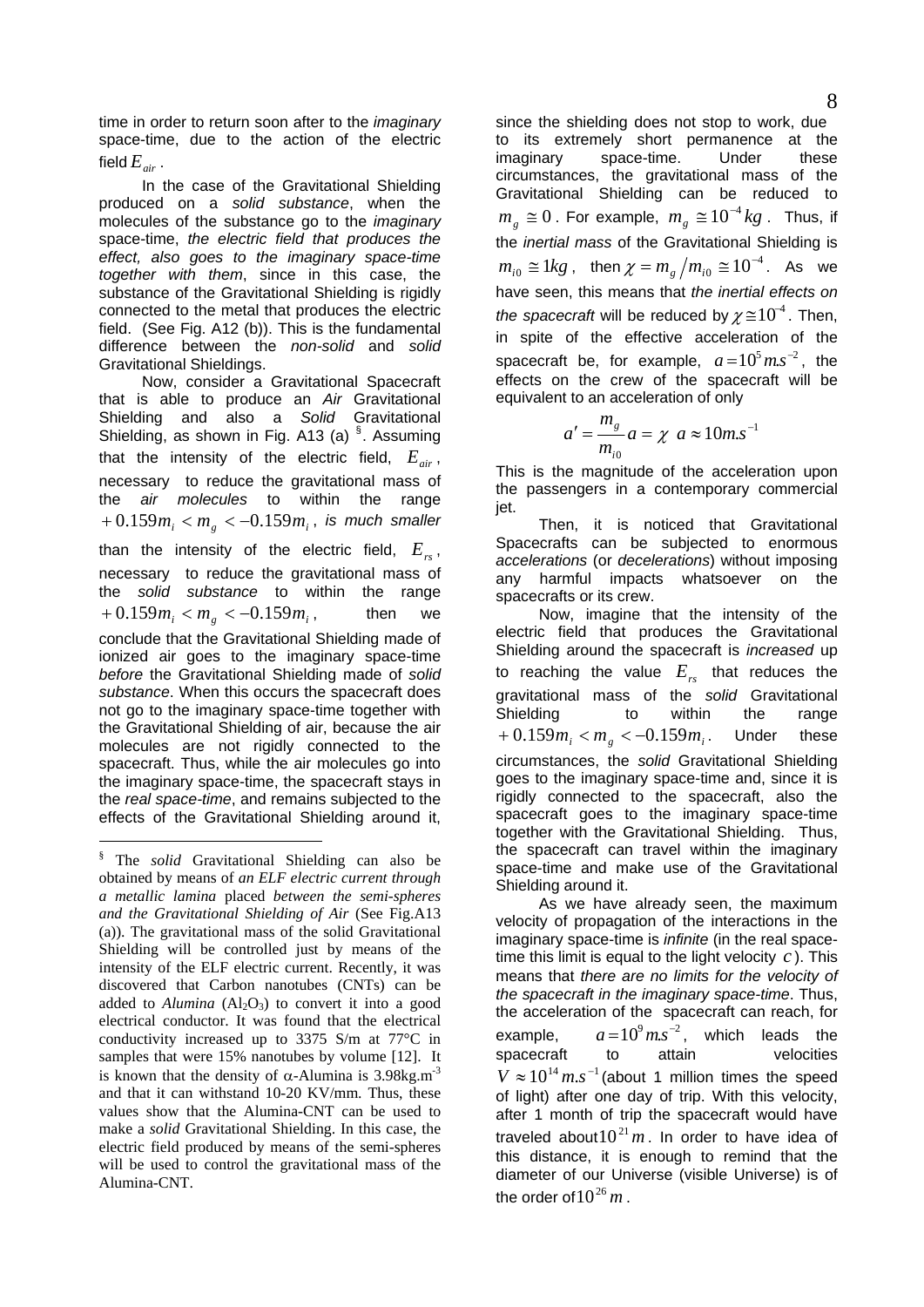time in order to return soon after to the *imaginary* space-time, due to the action of the electric field $E_{air}$.

In the case of the Gravitational Shielding produced on a *solid substance*, when the molecules of the substance go to the *imaginary* space-time, *the electric field that produces the effect, also goes to the imaginary space-time together with them*, since in this case, the substance of the Gravitational Shielding is rigidly connected to the metal that produces the electric field. (See Fig. A12 (b)). This is the fundamental difference between the *non-solid* and *solid* Gravitational Shieldings.

Now, consider a Gravitational Spacecraft that is able to produce an *Air* Gravitational Shielding and also a *Solid* Gravitational Shielding, as shown in Fig. A13 (a) [§]. Assuming that the intensity of the electric field, $E_{air}$, necessary to reduce the gravitational mass of the *air molecules* to within the range $+0.159m_i < m_g < -0.159m_i$, *is much smaller* than the intensity of the electric field, $E_{rs}$, necessary to reduce the gravitational mass of the *solid substance* to within the range $+0.159m_i < m_g < -0.159m_i$, then we conclude that the Gravitational Shielding made of ionized air goes to the imaginary space-time *before* the Gravitational Shielding made of *solid substance*. When this occurs the spacecraft does not go to the imaginary space-time together with the Gravitational Shielding of air, because the air molecules are not rigidly connected to the spacecraft. Thus, while the air molecules go into the imaginary space-time, the spacecraft stays in the *real space-time*, and remains subjected to the effects of the Gravitational Shielding around it, since the shielding does not stop to work, due to its extremely short permanence at the imaginary space-time. Under these circumstances, the gravitational mass of the Gravitational Shielding can be reduced to $m_g \cong 0$. For example, $m_g \cong 10^{-4}kg$. Thus, if the *inertial mass* of the Gravitational Shielding is $m_{i0} \cong 1kg$, then $\chi = m_g / m_{i0} \cong 10^{-4}$. As we have seen, this means that *the inertial effects on the spacecraft* will be reduced by $\chi \cong 10^{-4}$. Then, in spite of the effective acceleration of the spacecraft be, for example, $a = 10^5 m.s^{-2}$, the effects on the crew of the spacecraft will be equivalent to an acceleration of only

$$a' = \frac{m_g}{m_{i0}} a = \chi \; a \approx 10 m.s^{-1}$$

This is the magnitude of the acceleration upon the passengers in a contemporary commercial jet.

Then, it is noticed that Gravitational Spacecrafts can be subjected to enormous *accelerations* (or *decelerations*) without imposing any harmful impacts whatsoever on the spacecrafts or its crew.

Now, imagine that the intensity of the electric field that produces the Gravitational Shielding around the spacecraft is *increased* up to reaching the value $E_{rs}$ that reduces the gravitational mass of the *solid* Gravitational Shielding to within the range $+0.159m_i < m_g < -0.159m_i$. Under these circumstances, the *solid* Gravitational Shielding goes to the imaginary space-time and, since it is rigidly connected to the spacecraft, also the spacecraft goes to the imaginary space-time together with the Gravitational Shielding. Thus, the spacecraft can travel within the imaginary space-time and make use of the Gravitational Shielding around it.

As we have already seen, the maximum velocity of propagation of the interactions in the imaginary space-time is *infinite* (in the real space-time this limit is equal to the light velocity $c$). This means that *there are no limits for the velocity of the spacecraft in the imaginary space-time*. Thus, the acceleration of the spacecraft can reach, for example, $a = 10^9 m.s^{-2}$, which leads the spacecraft to attain velocities $V \approx 10^{14} m.s^{-1}$ (about 1 million times the speed of light) after one day of trip. With this velocity, after 1 month of trip the spacecraft would have traveled about $10^{21} m$. In order to have idea of this distance, it is enough to remind that the diameter of our Universe (visible Universe) is of the order of $10^{26} m$.

---

[§] The *solid* Gravitational Shielding can also be obtained by means of *an ELF electric current through a metallic lamina* placed *between the semi-spheres and the Gravitational Shielding of Air* (See Fig.A13 (a)). The gravitational mass of the solid Gravitational Shielding will be controlled just by means of the intensity of the ELF electric current. Recently, it was discovered that Carbon nanotubes (CNTs) can be added to *Alumina* ($Al_2O_3$) to convert it into a good electrical conductor. It was found that the electrical conductivity increased up to 3375 S/m at 77°C in samples that were 15% nanotubes by volume [12]. It is known that the density of $\alpha$-Alumina is $3.98kg.m^{-3}$ and that it can withstand 10-20 KV/mm. Thus, these values show that the Alumina-CNT can be used to make a *solid* Gravitational Shielding. In this case, the electric field produced by means of the semi-spheres will be used to control the gravitational mass of the Alumina-CNT.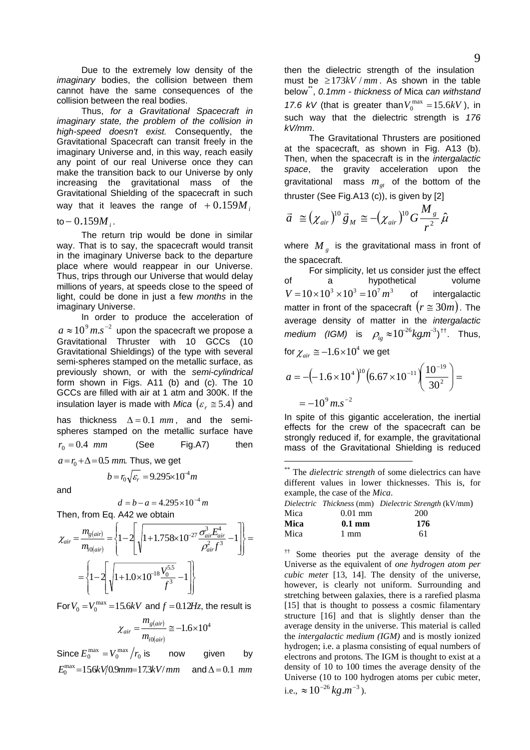Due to the extremely low density of the *imaginary* bodies, the collision between them cannot have the same consequences of the collision between the real bodies.

Thus, *for a Gravitational Spacecraft in imaginary state, the problem of the collision in high-speed doesn't exist.* Consequently, the Gravitational Spacecraft can transit freely in the imaginary Universe and, in this way, reach easily any point of our real Universe once they can make the transition back to our Universe by only increasing the gravitational mass of the Gravitational Shielding of the spacecraft in such way that it leaves the range of $+0.159M_i$ to $-0.159M_i$.

The return trip would be done in similar way. That is to say, the spacecraft would transit in the imaginary Universe back to the departure place where would reappear in our Universe. Thus, trips through our Universe that would delay millions of years, at speeds close to the speed of light, could be done in just a few *months* in the imaginary Universe.

In order to produce the acceleration of $a \approx 10^9 m.s^{-2}$ upon the spacecraft we propose a Gravitational Thruster with 10 GCCs (10 Gravitational Shieldings) of the type with several semi-spheres stamped on the metallic surface, as previously shown, or with the *semi-cylindrical* form shown in Figs. A11 (b) and (c). The 10 GCCs are filled with air at 1 atm and 300K. If the insulation layer is made with *Mica* $(\varepsilon_r \cong 5.4)$ and has thickness $\Delta = 0.1\ mm$, and the semi-spheres stamped on the metallic surface have $r_0 = 0.4\ mm$ (See Fig.A7) then $a = r_0 + \Delta = 0.5\ mm$. Thus, we get

$$b = r_0\sqrt{\varepsilon_r} = 9.295\times10^{-4} m$$

and

$$d = b - a = 4.295\times10^{-4} m$$

Then, from Eq. A42 we obtain

$$\chi_{air} = \frac{m_{g(air)}}{m_{i0(air)}} = \left\{1 - 2\left[\sqrt{1 + 1.758\times10^{-27}\frac{\sigma_{air}^3 E_{air}^4}{\rho_{air}^2 f^3}} - 1\right]\right\} =$$

$$= \left\{1 - 2\left[\sqrt{1 + 1.0\times10^{-18}\frac{V_0^{5.5}}{f^3}} - 1\right]\right\}$$

For $V_0 = V_0^{max} = 15.6kV$ and $f = 0.12Hz$, the result is

$$\chi_{air} = \frac{m_{g(air)}}{m_{i0(air)}} \cong -1.6\times10^4$$

Since $E_0^{max} = V_0^{max}/r_0$ is now given by $E_0^{max} = 15.6kV/0.9mm = 17.3kV/mm$ and $\Delta = 0.1\ mm$ then the dielectric strength of the insulation must be $\geq 173kV/mm$. As shown in the table below[**], *0.1mm - thickness of* Mica *can withstand 17.6 kV* (that is greater than $V_0^{max} = 15.6kV$), in such way that the dielectric strength is *176 kV/mm*.

The Gravitational Thrusters are positioned at the spacecraft, as shown in Fig. A13 (b). Then, when the spacecraft is in the *intergalactic space*, the gravity acceleration upon the gravitational mass $m_{gt}$ of the bottom of the thruster (See Fig.A13 (c)), is given by [2]

$$\vec{a} \cong (\chi_{air})^{10}\vec{g}_M \cong -(\chi_{air})^{10} G\frac{M_g}{r^2}\hat{\mu}$$

where $M_g$ is the gravitational mass in front of the spacecraft.

For simplicity, let us consider just the effect of a hypothetical volume $V = 10\times10^3\times10^3 = 10^7 m^3$ of intergalactic matter in front of the spacecraft $(r \cong 30m)$. The average density of matter in the *intergalactic medium (IGM)* is $\rho_{ig} \approx 10^{-26} kg.m^{-3}$)[††]. Thus, for $\chi_{air} \cong -1.6\times10^4$ we get

$$a = -\left(-1.6\times10^4\right)^{10}\left(6.67\times10^{-11}\right)\left(\frac{10^{-19}}{30^2}\right) =$$

$$= -10^9 m.s^{-2}$$

In spite of this gigantic acceleration, the inertial effects for the crew of the spacecraft can be strongly reduced if, for example, the gravitational mass of the Gravitational Shielding is reduced

---

[**] The *dielectric strength* of some dielectrics can have different values in lower thicknesses. This is, for example, the case of the *Mica*.

| *Dielectric* | *Thickness* (mm) | *Dielectric Strength* (kV/mm) |
|---|---|---|
| Mica | 0.01 mm | 200 |
| **Mica** | **0.1 mm** | **176** |
| Mica | 1 mm | 61 |

[††] Some theories put the average density of the Universe as the equivalent of *one hydrogen atom per cubic meter* [13, 14]. The density of the universe, however, is clearly not uniform. Surrounding and stretching between galaxies, there is a rarefied plasma [15] that is thought to possess a cosmic filamentary structure [16] and that is slightly denser than the average density in the universe. This material is called the *intergalactic medium (IGM)* and is mostly ionized hydrogen; i.e. a plasma consisting of equal numbers of electrons and protons. The IGM is thought to exist at a density of 10 to 100 times the average density of the Universe (10 to 100 hydrogen atoms per cubic meter, i.e., $\approx 10^{-26} kg.m^{-3}$).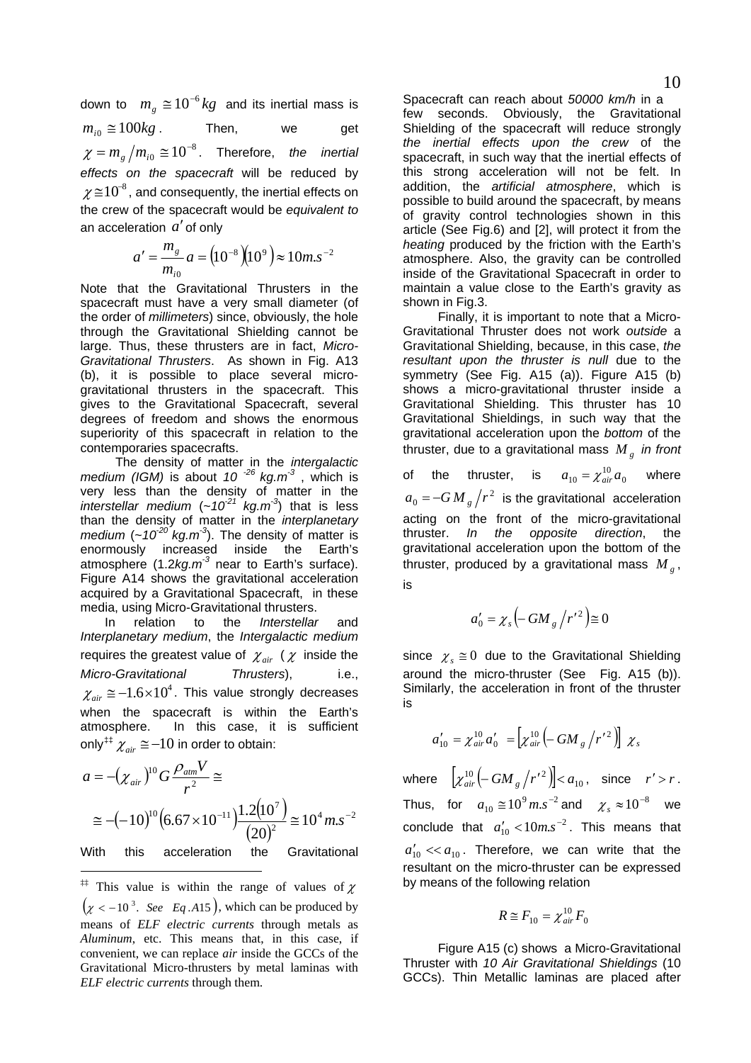down to $m_g \cong 10^{-6} kg$ and its inertial mass is $m_{i0} \cong 100kg$. Then, we get $\chi = m_g / m_{i0} \cong 10^{-8}$. Therefore, *the inertial effects on the spacecraft* will be reduced by $\chi \cong 10^{-8}$, and consequently, the inertial effects on the crew of the spacecraft would be *equivalent to* an acceleration $a'$ of only

$$a' = \frac{m_g}{m_{i0}} a = \left(10^{-8}\right)\left(10^{9}\right) \approx 10 m.s^{-2}$$

Note that the Gravitational Thrusters in the spacecraft must have a very small diameter (of the order of *millimeters*) since, obviously, the hole through the Gravitational Shielding cannot be large. Thus, these thrusters are in fact, *Micro-Gravitational Thrusters*. As shown in Fig. A13 (b), it is possible to place several micro-gravitational thrusters in the spacecraft. This gives to the Gravitational Spacecraft, several degrees of freedom and shows the enormous superiority of this spacecraft in relation to the contemporaries spacecrafts.

The density of matter in the *intergalactic medium (IGM)* is about *10 $^{-26}$ kg.m$^{-3}$*, which is very less than the density of matter in the *interstellar medium* (~*10$^{-21}$ kg.m$^{-3}$*) that is less than the density of matter in the *interplanetary medium* (~*10$^{-20}$ kg.m$^{-3}$*). The density of matter is enormously increased inside the Earth's atmosphere (1.2*kg.m$^{-3}$* near to Earth's surface). Figure A14 shows the gravitational acceleration acquired by a Gravitational Spacecraft, in these media, using Micro-Gravitational thrusters.

In relation to the *Interstellar* and *Interplanetary medium*, the *Intergalactic medium* requires the greatest value of $\chi_{air}$ ($\chi$ inside the *Micro-Gravitational Thrusters*), i.e., $\chi_{air} \cong -1.6 \times 10^{4}$. This value strongly decreases when the spacecraft is within the Earth's atmosphere. In this case, it is sufficient only[‡‡] $\chi_{air} \cong -10$ in order to obtain:

$$a = -\left(\chi_{air}\right)^{10} G \frac{\rho_{atm} V}{r^2} \cong$$

$$\cong -\left(-10\right)^{10}\left(6.67\times 10^{-11}\right)\frac{1.2\left(10^{7}\right)}{\left(20\right)^2} \cong 10^{4} m.s^{-2}$$

With this acceleration the Gravitational Spacecraft can reach about *50000 km/h* in a few seconds. Obviously, the Gravitational Shielding of the spacecraft will reduce strongly *the inertial effects upon the crew* of the spacecraft, in such way that the inertial effects of this strong acceleration will not be felt. In addition, the *artificial atmosphere*, which is possible to build around the spacecraft, by means of gravity control technologies shown in this article (See Fig.6) and [2], will protect it from the *heating* produced by the friction with the Earth's atmosphere. Also, the gravity can be controlled inside of the Gravitational Spacecraft in order to maintain a value close to the Earth's gravity as shown in Fig.3.

Finally, it is important to note that a Micro-Gravitational Thruster does not work *outside* a Gravitational Shielding, because, in this case, *the resultant upon the thruster is null* due to the symmetry (See Fig. A15 (a)). Figure A15 (b) shows a micro-gravitational thruster inside a Gravitational Shielding. This thruster has 10 Gravitational Shieldings, in such way that the gravitational acceleration upon the *bottom* of the thruster, due to a gravitational mass $M_g$ *in front* of the thruster, is $a_{10} = \chi_{air}^{10} a_0$ where $a_0 = -G M_g / r^2$ is the gravitational acceleration acting on the front of the micro-gravitational thruster. *In the opposite direction*, the gravitational acceleration upon the bottom of the thruster, produced by a gravitational mass $M_g$, is

$$a_0' = \chi_s \left(-G M_g / r'^2\right) \cong 0$$

since $\chi_s \cong 0$ due to the Gravitational Shielding around the micro-thruster (See Fig. A15 (b)). Similarly, the acceleration in front of the thruster is

$$a_{10}' = \chi_{air}^{10} a_0' = \left[\chi_{air}^{10}\left(-G M_g / r'^2\right)\right] \chi_s$$

where $\left[\chi_{air}^{10}\left(-G M_g / r'^2\right)\right] < a_{10}$, since $r' > r$. Thus, for $a_{10} \cong 10^{9} m.s^{-2}$ and $\chi_s \approx 10^{-8}$ we conclude that $a_{10}' < 10 m.s^{-2}$. This means that $a_{10}' << a_{10}$. Therefore, we can write that the resultant on the micro-thruster can be expressed by means of the following relation

$$R \cong F_{10} = \chi_{air}^{10} F_0$$

Figure A15 (c) shows a Micro-Gravitational Thruster with *10 Air Gravitational Shieldings* (10 GCCs). Thin Metallic laminas are placed after

---

[‡‡] This value is within the range of values of $\chi$ $\left(\chi < -10^{3}.\ \ See\ \ Eq.A15\right)$, which can be produced by means of *ELF electric currents* through metals as *Aluminum*, etc. This means that, in this case, if convenient, we can replace *air* inside the GCCs of the Gravitational Micro-thrusters by metal laminas with *ELF electric currents* through them.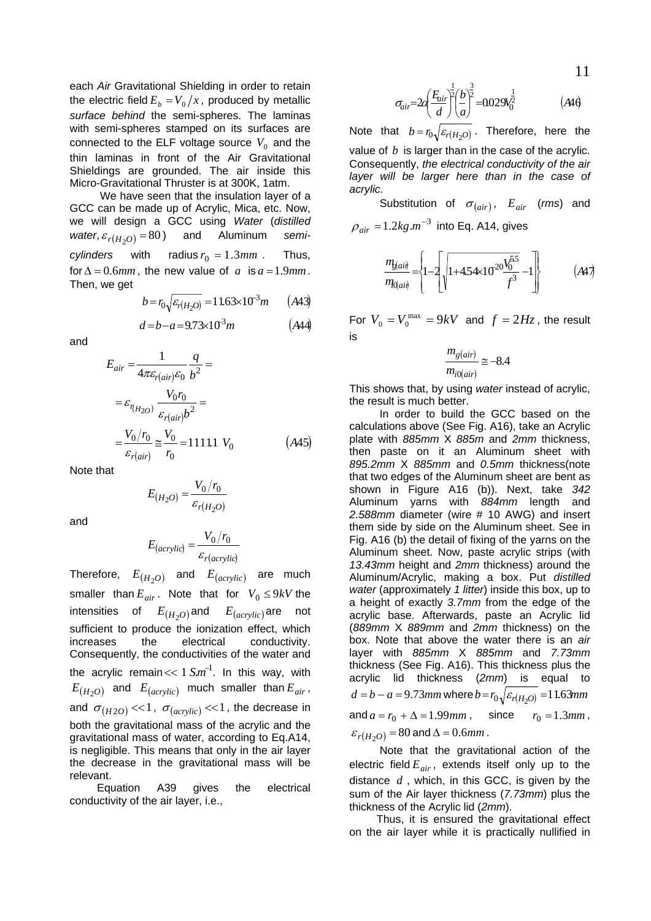each *Air* Gravitational Shielding in order to retain the electric field $E_b = V_0 / x$, produced by metallic *surface behind* the semi-spheres. The laminas with semi-spheres stamped on its surfaces are connected to the ELF voltage source $V_0$ and the thin laminas in front of the Air Gravitational Shieldings are grounded. The air inside this Micro-Gravitational Thruster is at 300K, 1atm.

We have seen that the insulation layer of a GCC can be made up of Acrylic, Mica, etc. Now, we will design a GCC using *Water* (*distilled water*, $\varepsilon_{r(H_2O)} = 80$) and Aluminum *semi-cylinders* with radius $r_0 = 1.3mm$. Thus, for $\Delta = 0.6mm$, the new value of $a$ is $a = 1.9mm$. Then, we get

$$b = r_0\sqrt{\varepsilon_{r(H_2O)}} = 11.63\times10^{-3}m \qquad (A43)$$

$$d = b - a = 9.73\times10^{-3}m \qquad (A44)$$

and

$$E_{air} = \frac{1}{4\pi\varepsilon_{r(air)}\varepsilon_0}\frac{q}{b^2} =$$

$$= \varepsilon_{r(H_2O)}\frac{V_0 r_0}{\varepsilon_{r(air)} b^2} =$$

$$= \frac{V_0/r_0}{\varepsilon_{r(air)}} \cong \frac{V_0}{r_0} = 1111.1\ V_0 \qquad (A45)$$

Note that

$$E_{(H_2O)} = \frac{V_0/r_0}{\varepsilon_{r(H_2O)}}$$

and

$$E_{(acrylic)} = \frac{V_0/r_0}{\varepsilon_{r(acrylic)}}$$

Therefore, $E_{(H_2O)}$ and $E_{(acrylic)}$ are much smaller than $E_{air}$. Note that for $V_0 \le 9kV$ the intensities of $E_{(H_2O)}$ and $E_{(acrylic)}$ are not sufficient to produce the ionization effect, which increases the electrical conductivity. Consequently, the conductivities of the water and the acrylic remain $<< 1\ S.m^{-1}$. In this way, with $E_{(H_2O)}$ and $E_{(acrylic)}$ much smaller than $E_{air}$, and $\sigma_{(H2O)} << 1$, $\sigma_{(acrylic)} << 1$, the decrease in both the gravitational mass of the acrylic and the gravitational mass of water, according to Eq.A14, is negligible. This means that only in the air layer the decrease in the gravitational mass will be relevant.

Equation A39 gives the electrical conductivity of the air layer, i.e.,

$$\sigma_{air} = 2\alpha\left(\frac{E_{air}}{d}\right)^{\frac{1}{2}}\left(\frac{b}{a}\right)^{\frac{3}{2}} = 0.029 V_0^{\frac{1}{2}} \qquad (A46)$$

Note that $b = r_0\sqrt{\varepsilon_{r(H_2O)}}$. Therefore, here the value of $b$ is larger than in the case of the acrylic. Consequently, *the electrical conductivity of the air layer will be larger here than in the case of acrylic.*

Substitution of $\sigma_{(air)}$, $E_{air}$ (*rms*) and $\rho_{air} = 1.2kg.m^{-3}$ into Eq. A14, gives

$$\frac{m_{g(air)}}{m_{i0(air)}} = \left\{1 - 2\left[\sqrt{1 + 4.54\times10^{-20}\frac{V_0^{5.5}}{f^3}} - 1\right]\right\} \qquad (A47)$$

For $V_0 = V_0^{max} = 9kV$ and $f = 2Hz$, the result is

$$\frac{m_{g(air)}}{m_{i0(air)}} \cong -8.4$$

This shows that, by using *water* instead of acrylic, the result is much better.

In order to build the GCC based on the calculations above (See Fig. A16), take an Acrylic plate with *885mm* X *885m* and *2mm* thickness, then paste on it an Aluminum sheet with *895.2mm* X *885mm* and *0.5mm* thickness(note that two edges of the Aluminum sheet are bent as shown in Figure A16 (b)). Next, take *342* Aluminum yarns with *884mm* length and *2.588mm* diameter (wire # 10 AWG) and insert them side by side on the Aluminum sheet. See in Fig. A16 (b) the detail of fixing of the yarns on the Aluminum sheet. Now, paste acrylic strips (with *13.43mm* height and *2mm* thickness) around the Aluminum/Acrylic, making a box. Put *distilled water* (approximately *1 litter*) inside this box, up to a height of exactly *3.7mm* from the edge of the acrylic base. Afterwards, paste an Acrylic lid (*889mm* X *889mm* and *2mm* thickness) on the box. Note that above the water there is an *air* layer with *885mm* X *885mm* and *7.73mm* thickness (See Fig. A16). This thickness plus the acrylic lid thickness (*2mm*) is equal to $d = b - a = 9.73mm$ where $b = r_0\sqrt{\varepsilon_{r(H_2O)}} = 11.63mm$ and $a = r_0 + \Delta = 1.99mm$, since $r_0 = 1.3mm$, $\varepsilon_{r(H_2O)} = 80$ and $\Delta = 0.6mm$.

Note that the gravitational action of the electric field $E_{air}$, extends itself only up to the distance $d$, which, in this GCC, is given by the sum of the Air layer thickness (*7.73mm*) plus the thickness of the Acrylic lid (*2mm*).

Thus, it is ensured the gravitational effect on the air layer while it is practically nullified in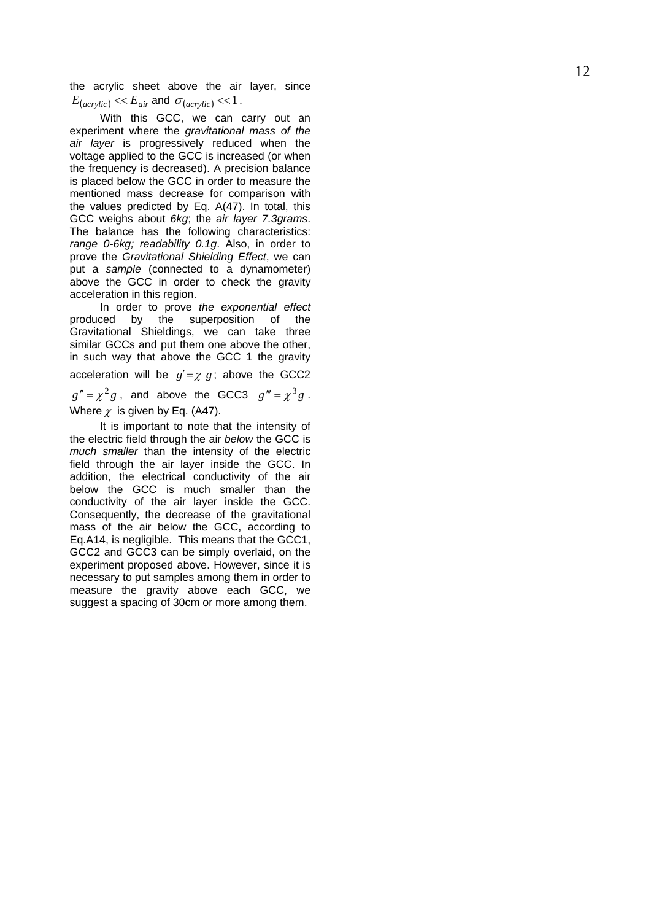the acrylic sheet above the air layer, since $E_{(acrylic)} << E_{air}$ and $\sigma_{(acrylic)} << 1$.

With this GCC, we can carry out an experiment where the *gravitational mass of the air layer* is progressively reduced when the voltage applied to the GCC is increased (or when the frequency is decreased). A precision balance is placed below the GCC in order to measure the mentioned mass decrease for comparison with the values predicted by Eq. A(47). In total, this GCC weighs about *6kg*; the *air layer 7.3grams*. The balance has the following characteristics: *range 0-6kg; readability 0.1g*. Also, in order to prove the *Gravitational Shielding Effect*, we can put a *sample* (connected to a dynamometer) above the GCC in order to check the gravity acceleration in this region.

In order to prove *the exponential effect* produced by the superposition of the Gravitational Shieldings, we can take three similar GCCs and put them one above the other, in such way that above the GCC 1 the gravity acceleration will be $g' = \chi\, g$; above the GCC2 $g'' = \chi^2 g$, and above the GCC3 $g''' = \chi^3 g$. Where $\chi$ is given by Eq. (A47).

It is important to note that the intensity of the electric field through the air *below* the GCC is *much smaller* than the intensity of the electric field through the air layer inside the GCC. In addition, the electrical conductivity of the air below the GCC is much smaller than the conductivity of the air layer inside the GCC. Consequently, the decrease of the gravitational mass of the air below the GCC, according to Eq.A14, is negligible. This means that the GCC1, GCC2 and GCC3 can be simply overlaid, on the experiment proposed above. However, since it is necessary to put samples among them in order to measure the gravity above each GCC, we suggest a spacing of 30cm or more among them.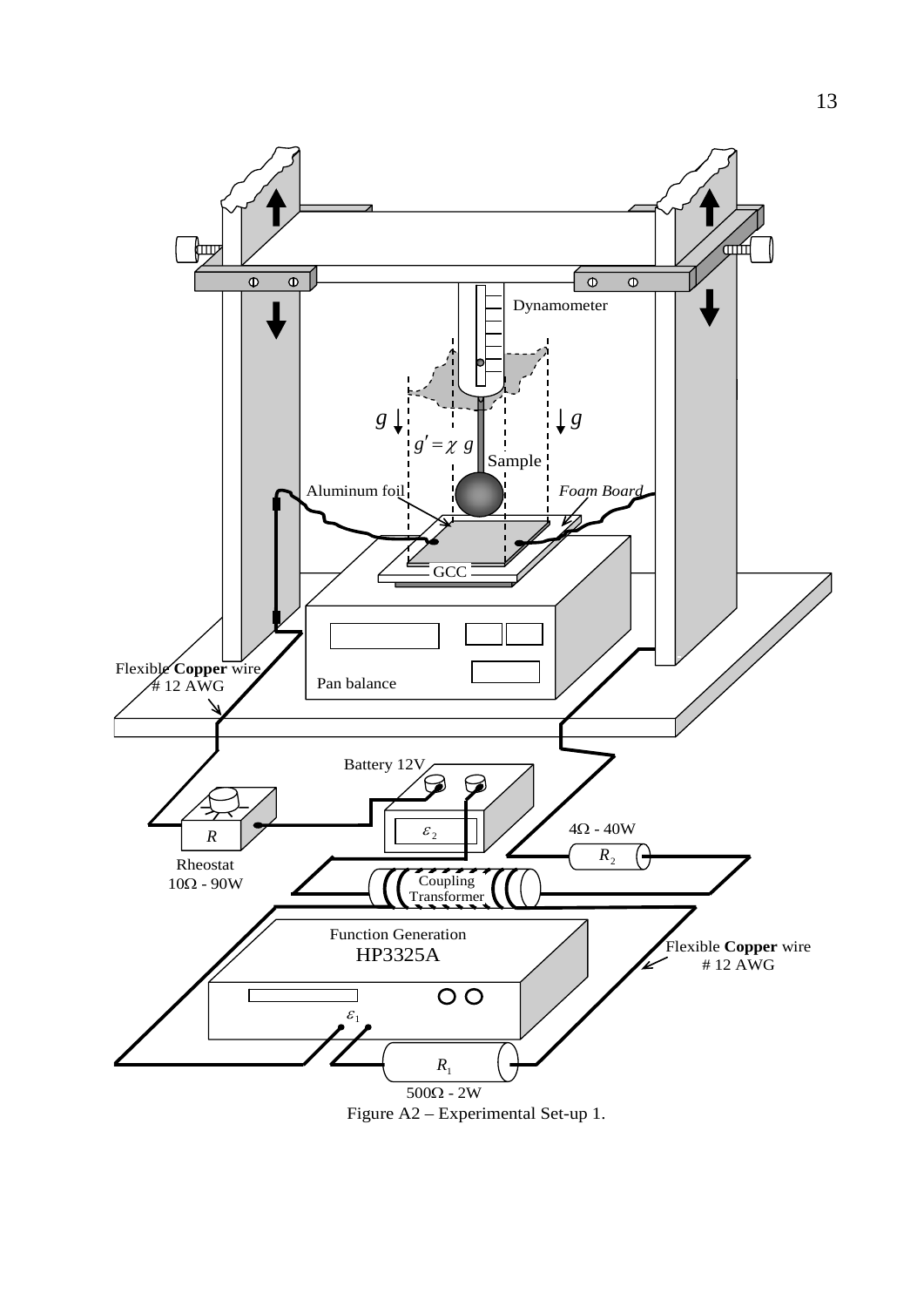Figure A2 – Experimental Set-up 1.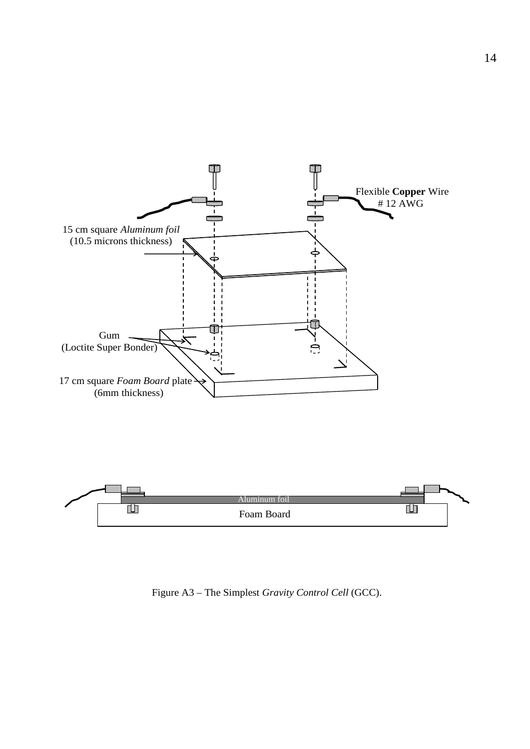Flexible **Copper** Wire
# 12 AWG

15 cm square *Aluminum foil*
(10.5 microns thickness)

Gum
(Loctite Super Bonder)

17 cm square *Foam Board* plate
(6mm thickness)

Aluminum foil

Foam Board

Figure A3 – The Simplest *Gravity Control Cell* (GCC).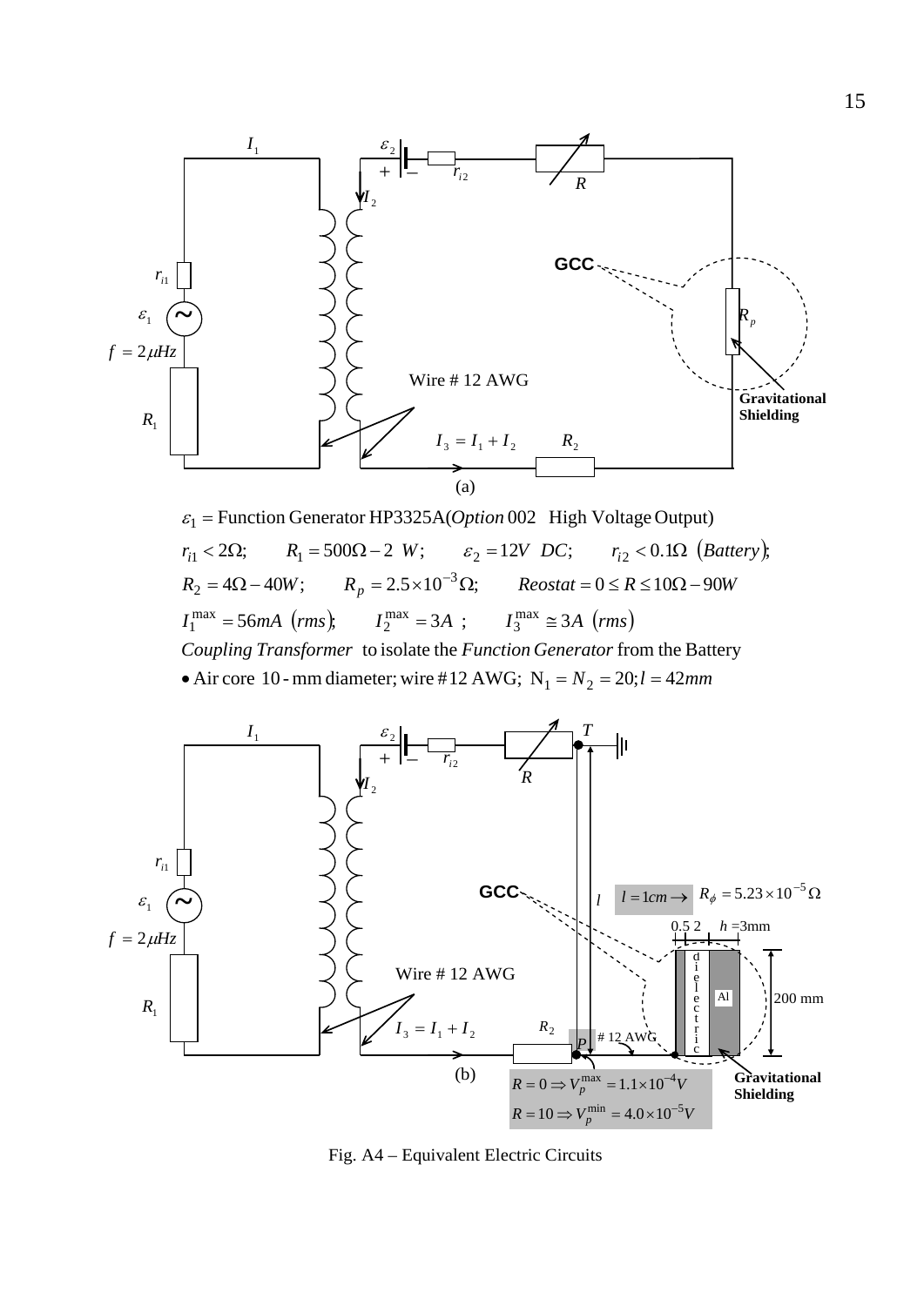$\varepsilon_1$ = Function Generator HP3325A(*Option* 002 High Voltage Output)

$r_{i1} < 2\Omega$; $R_1 = 500\Omega - 2\ W$; $\varepsilon_2 = 12V\ DC$; $r_{i2} < 0.1\Omega$ (*Battery*);

$R_2 = 4\Omega - 40W$; $R_p = 2.5\times10^{-3}\Omega$; *Reostat* $= 0 \le R \le 10\Omega - 90W$

$I_1^{\max} = 56mA\ (rms)$; $I_2^{\max} = 3A$ ; $I_3^{\max} \cong 3A\ (rms)$

*Coupling Transformer* to isolate the *Function Generator* from the Battery

• Air core 10-mm diameter; wire #12 AWG; $N_1 = N_2 = 20; l = 42mm$

$l = 1cm \rightarrow R_\phi = 5.23\times10^{-5}\,\Omega$

$R = 0 \Rightarrow V_p^{\max} = 1.1\times10^{-4}V$

$R = 10 \Rightarrow V_p^{\min} = 4.0\times10^{-5}V$

Fig. A4 – Equivalent Electric Circuits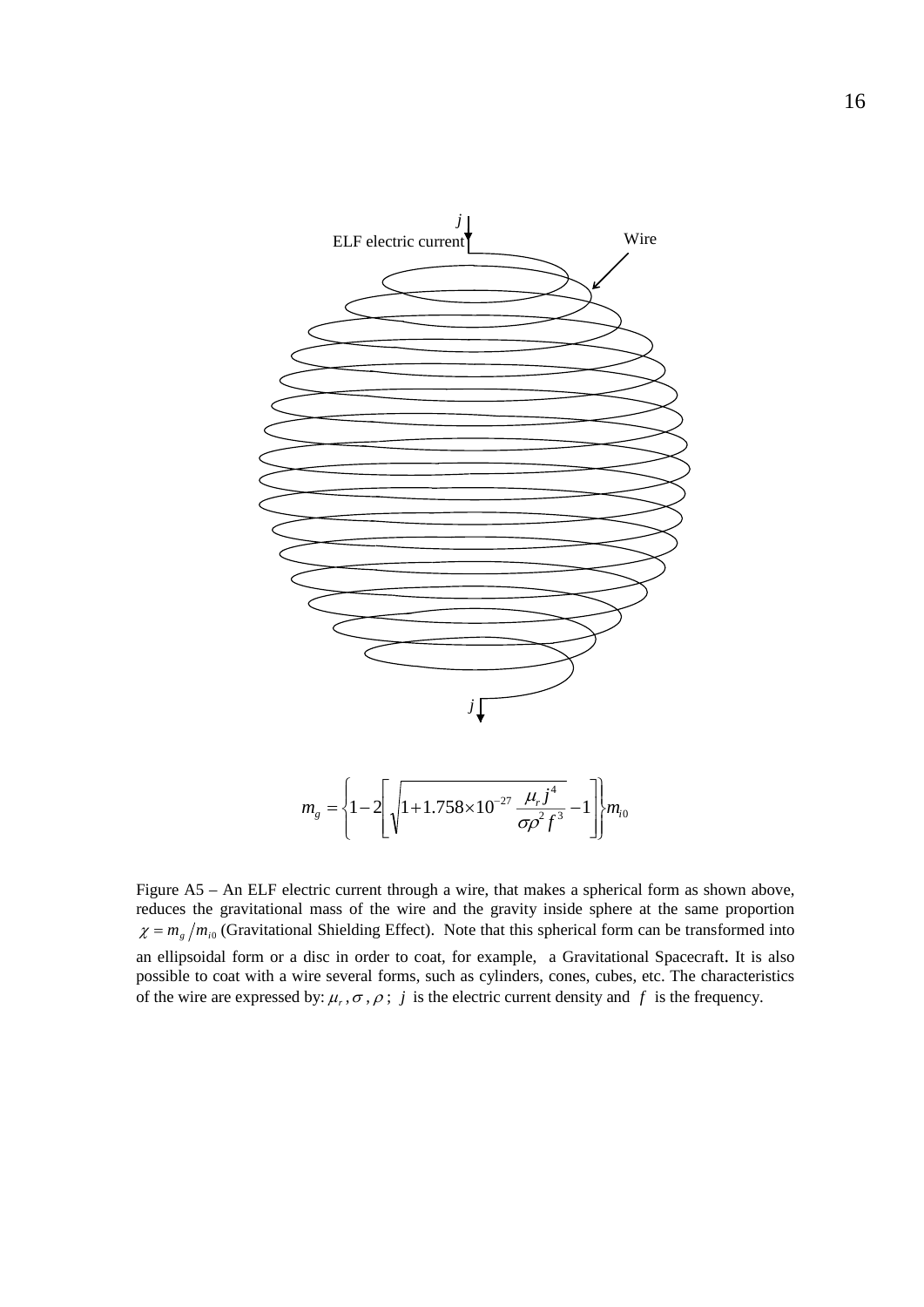$$m_g = \left\{1 - 2\left[\sqrt{1 + 1.758 \times 10^{-27} \frac{\mu_r j^4}{\sigma \rho^2 f^3}} - 1\right]\right\} m_{i0}$$

Figure A5 – An ELF electric current through a wire, that makes a spherical form as shown above, reduces the gravitational mass of the wire and the gravity inside sphere at the same proportion $\chi = m_g / m_{i0}$ (Gravitational Shielding Effect). Note that this spherical form can be transformed into an ellipsoidal form or a disc in order to coat, for example, a Gravitational Spacecraft. It is also possible to coat with a wire several forms, such as cylinders, cones, cubes, etc. The characteristics of the wire are expressed by: $\mu_r, \sigma, \rho$ ; $j$ is the electric current density and $f$ is the frequency.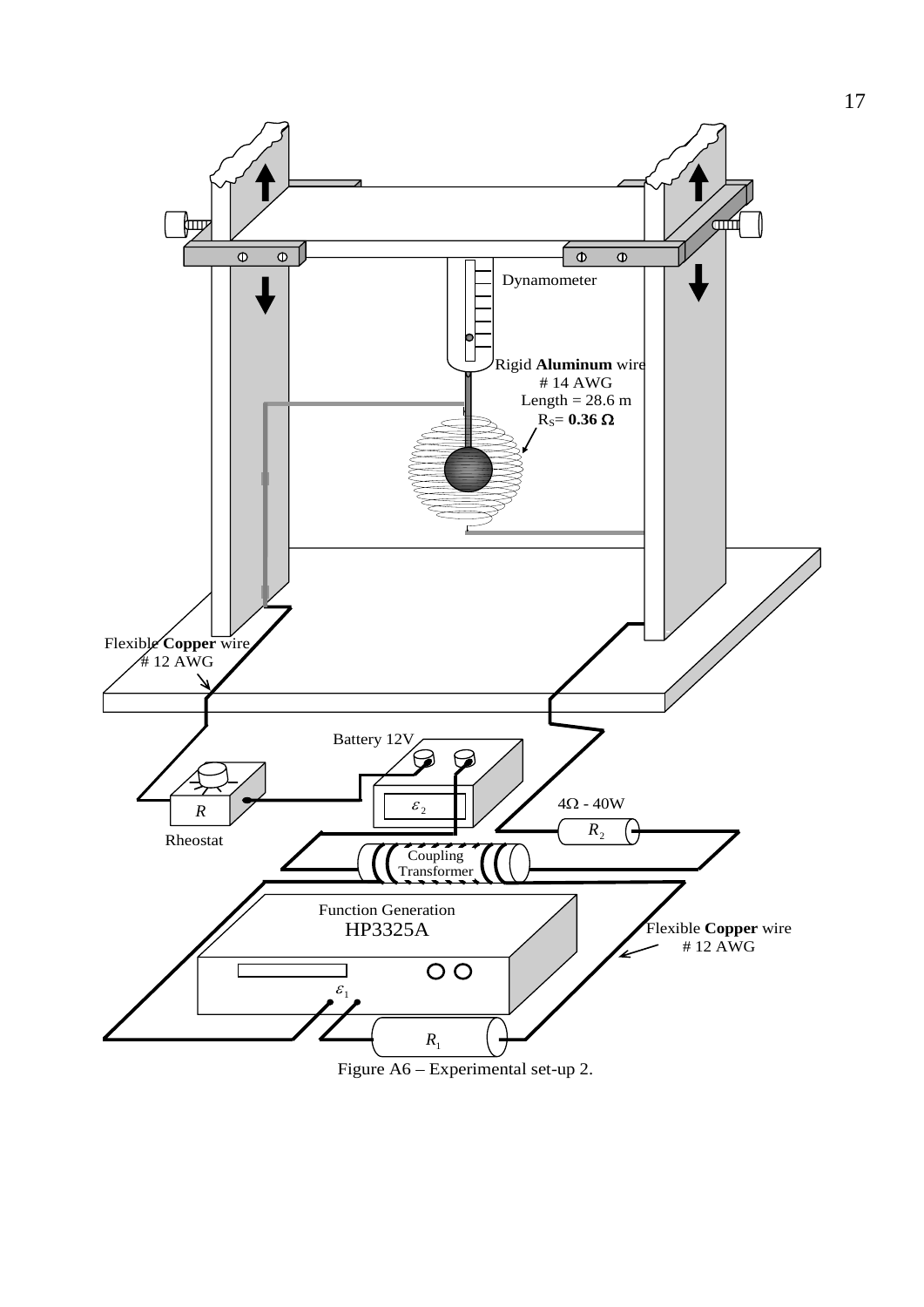Dynamometer

Rigid **Aluminum** wire
# 14 AWG
Length = 28.6 m
$R_S$= **0.36 Ω**

Flexible **Copper** wire
# 12 AWG

Battery 12V

$\varepsilon_2$

$R$

Rheostat

4Ω - 40W

$R_2$

Coupling
Transformer

Function Generation
HP3325A

Flexible **Copper** wire
# 12 AWG

$\varepsilon_1$

$R_1$

Figure A6 – Experimental set-up 2.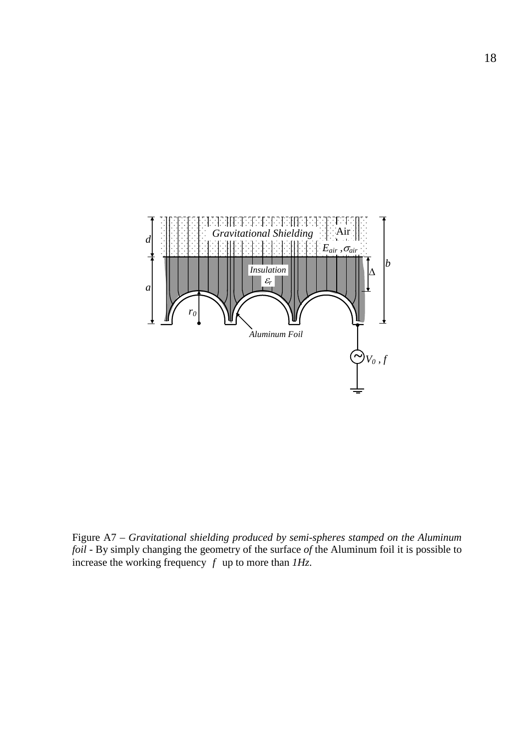Figure A7 – *Gravitational shielding produced by semi-spheres stamped on the Aluminum foil* - By simply changing the geometry of the surface *of* the Aluminum foil it is possible to increase the working frequency $f$ up to more than *1Hz*.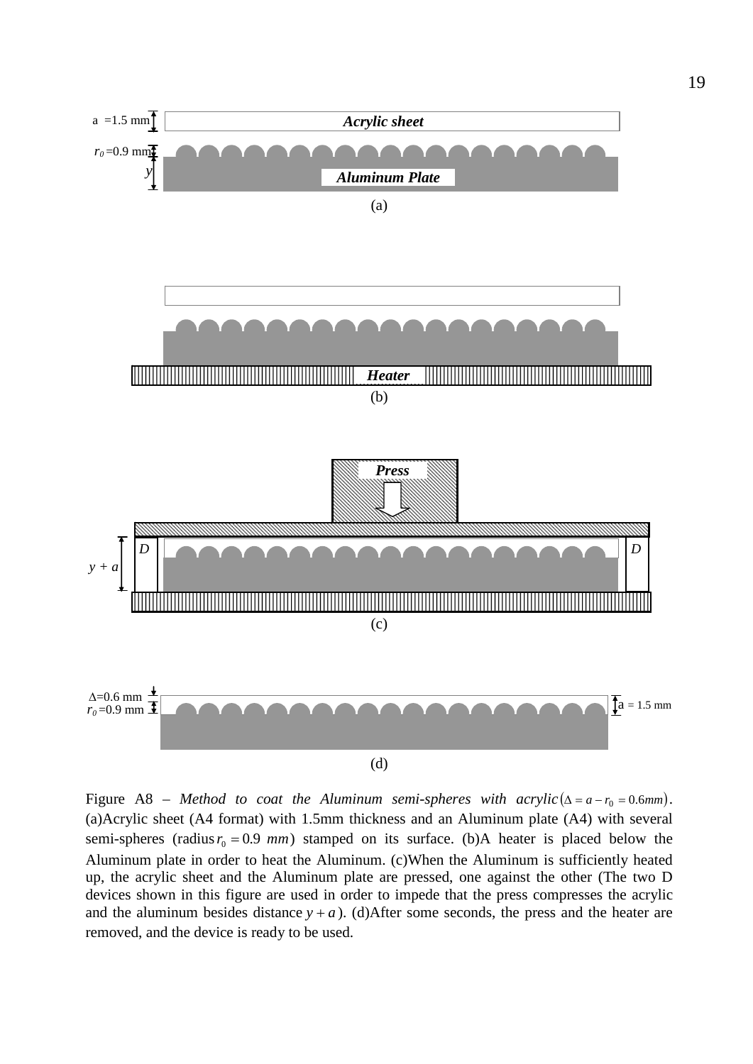Figure A8 – *Method to coat the Aluminum semi-spheres with acrylic* $(\Delta = a - r_0 = 0.6mm)$. (a)Acrylic sheet (A4 format) with 1.5mm thickness and an Aluminum plate (A4) with several semi-spheres (radius $r_0 = 0.9\ mm$) stamped on its surface. (b)A heater is placed below the Aluminum plate in order to heat the Aluminum. (c)When the Aluminum is sufficiently heated up, the acrylic sheet and the Aluminum plate are pressed, one against the other (The two D devices shown in this figure are used in order to impede that the press compresses the acrylic and the aluminum besides distance $y + a$). (d)After some seconds, the press and the heater are removed, and the device is ready to be used.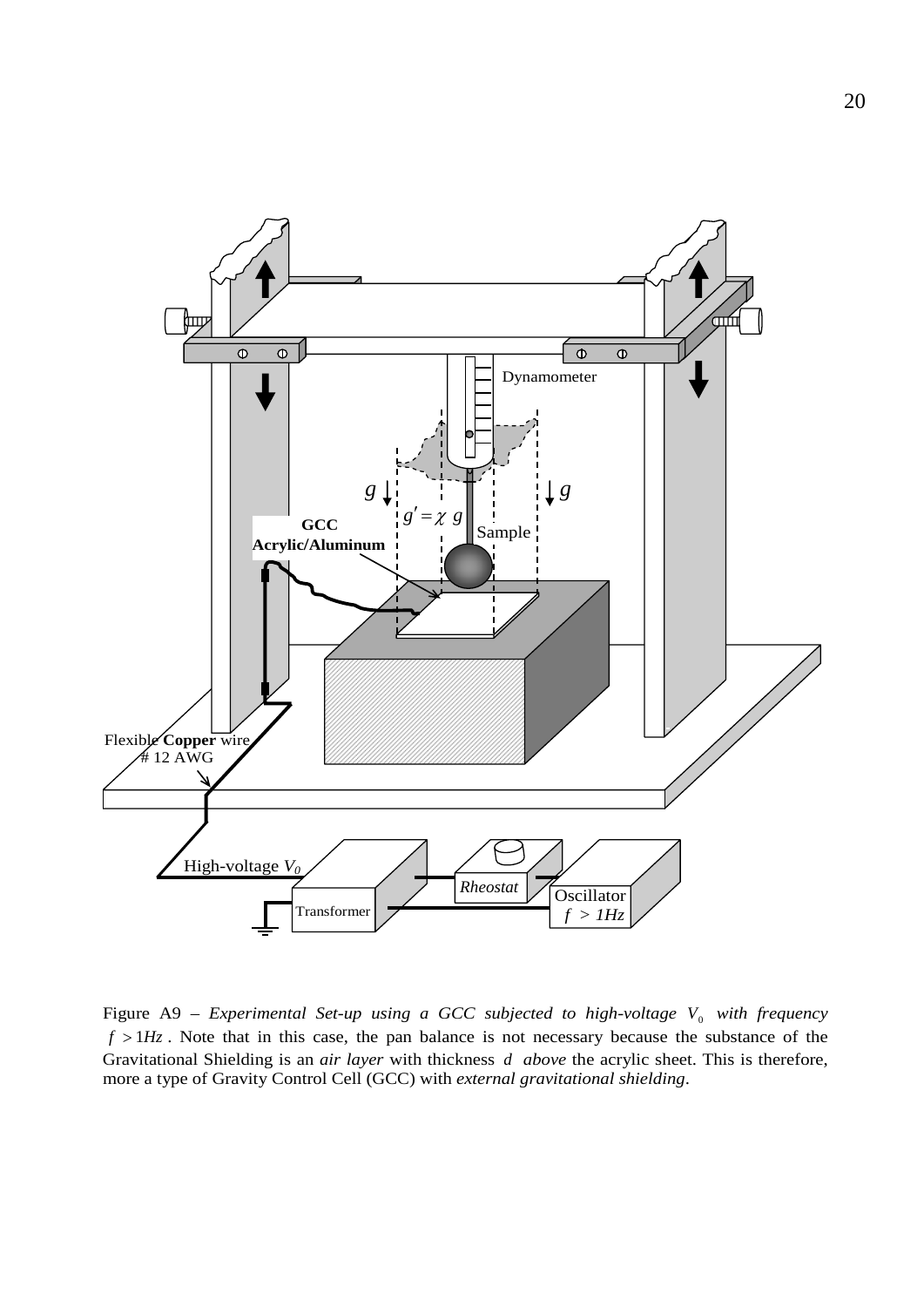Figure A9 – *Experimental Set-up using a GCC subjected to high-voltage $V_0$ with frequency $f > 1Hz$*. Note that in this case, the pan balance is not necessary because the substance of the Gravitational Shielding is an *air layer* with thickness $d$ *above* the acrylic sheet. This is therefore, more a type of Gravity Control Cell (GCC) with *external gravitational shielding*.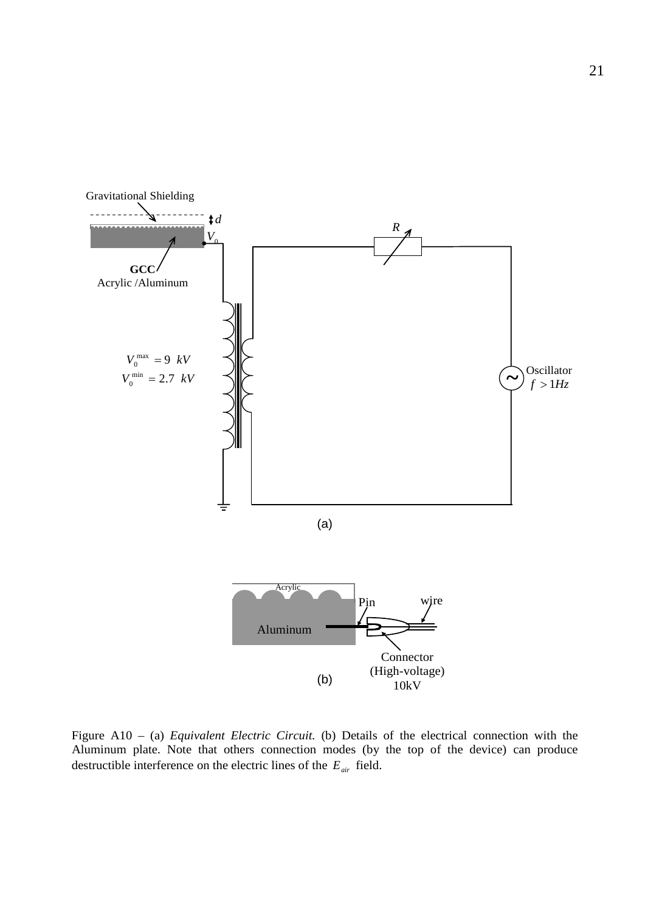Figure A10 – (a) *Equivalent Electric Circuit.* (b) Details of the electrical connection with the Aluminum plate. Note that others connection modes (by the top of the device) can produce destructible interference on the electric lines of the $E_{air}$ field.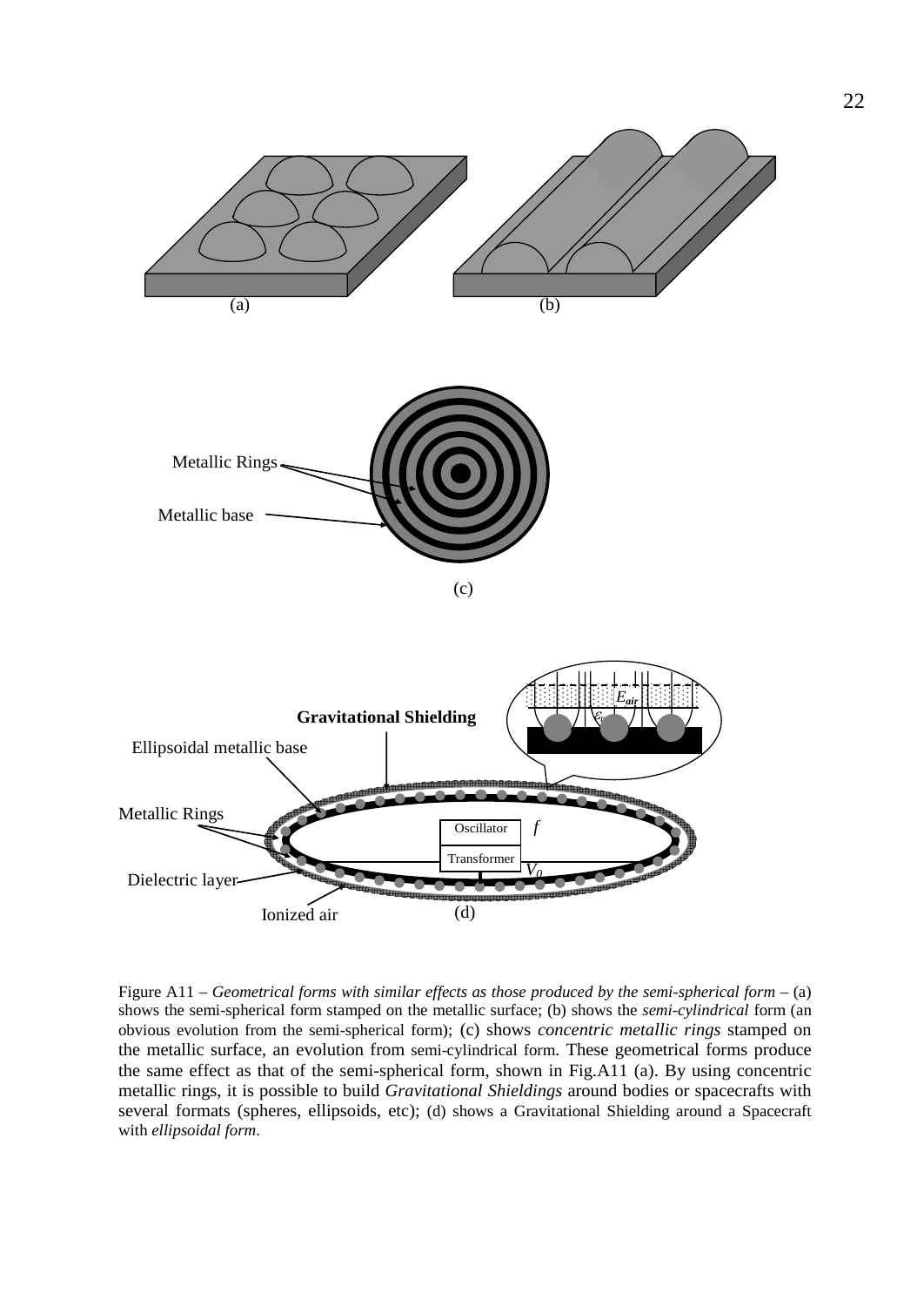Figure A11 – *Geometrical forms with similar effects as those produced by the semi-spherical form* – (a) shows the semi-spherical form stamped on the metallic surface; (b) shows the *semi-cylindrical* form (an obvious evolution from the semi-spherical form); (c) shows *concentric metallic rings* stamped on the metallic surface, an evolution from semi-cylindrical form. These geometrical forms produce the same effect as that of the semi-spherical form, shown in Fig.A11 (a). By using concentric metallic rings, it is possible to build *Gravitational Shieldings* around bodies or spacecrafts with several formats (spheres, ellipsoids, etc); (d) shows a Gravitational Shielding around a Spacecraft with *ellipsoidal form*.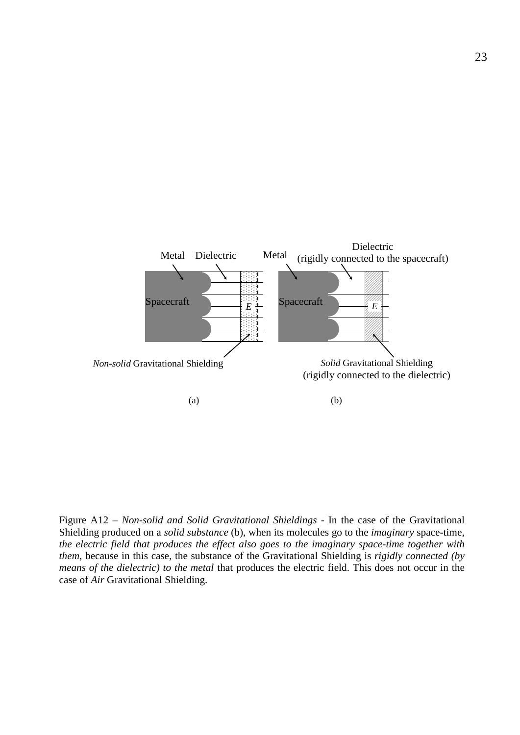Figure A12 – *Non-solid and Solid Gravitational Shieldings* - In the case of the Gravitational Shielding produced on a *solid substance* (b), when its molecules go to the *imaginary* space-time, *the electric field that produces the effect also goes to the imaginary space-time together with them*, because in this case, the substance of the Gravitational Shielding is *rigidly connected (by means of the dielectric) to the metal* that produces the electric field. This does not occur in the case of *Air* Gravitational Shielding.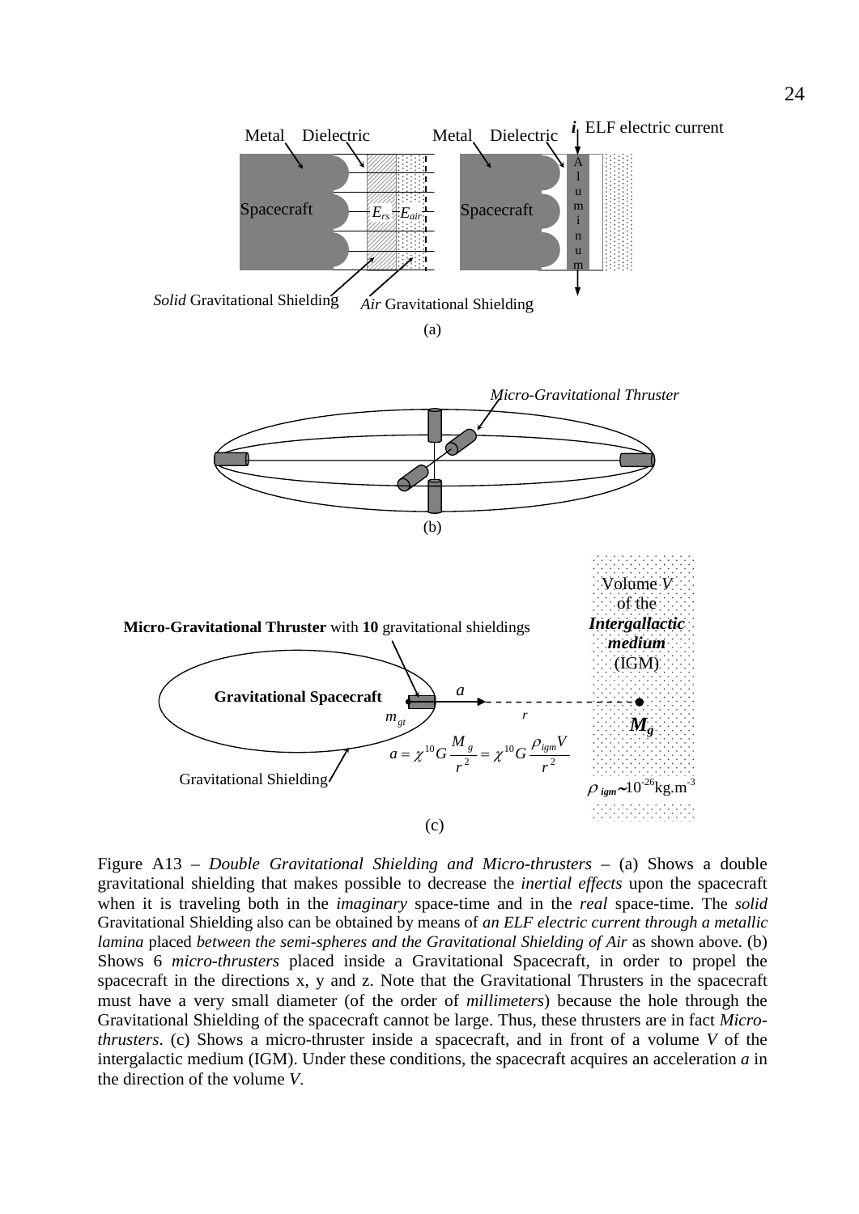Metal Dielectric

Spacecraft

$E_{rs}$ $E_{air}$

*Solid* Gravitational Shielding

*Air* Gravitational Shielding

Metal Dielectric

Spacecraft

***i*** ELF electric current

Aluminum

(a)

*Micro-Gravitational Thruster*

(b)

**Micro-Gravitational Thruster** with **10** gravitational shieldings

**Gravitational Spacecraft**

$m_{gt}$

$a$

$r$

Volume *V* of the ***Intergallactic medium*** (IGM)

$\boldsymbol{M_g}$

$$a = \chi^{10} G \frac{M_g}{r^2} = \chi^{10} G \frac{\rho_{igm} V}{r^2}$$

Gravitational Shielding

$\rho_{igm} \sim 10^{-26} \text{kg.m}^{-3}$

(c)

Figure A13 – *Double Gravitational Shielding and Micro-thrusters* – (a) Shows a double gravitational shielding that makes possible to decrease the *inertial effects* upon the spacecraft when it is traveling both in the *imaginary* space-time and in the *real* space-time. The *solid* Gravitational Shielding also can be obtained by means of *an ELF electric current through a metallic lamina* placed *between the semi-spheres and the Gravitational Shielding of Air* as shown above. (b) Shows 6 *micro-thrusters* placed inside a Gravitational Spacecraft, in order to propel the spacecraft in the directions x, y and z. Note that the Gravitational Thrusters in the spacecraft must have a very small diameter (of the order of *millimeters*) because the hole through the Gravitational Shielding of the spacecraft cannot be large. Thus, these thrusters are in fact *Micro-thrusters*. (c) Shows a micro-thruster inside a spacecraft, and in front of a volume *V* of the intergalactic medium (IGM). Under these conditions, the spacecraft acquires an acceleration ***a*** in the direction of the volume *V*.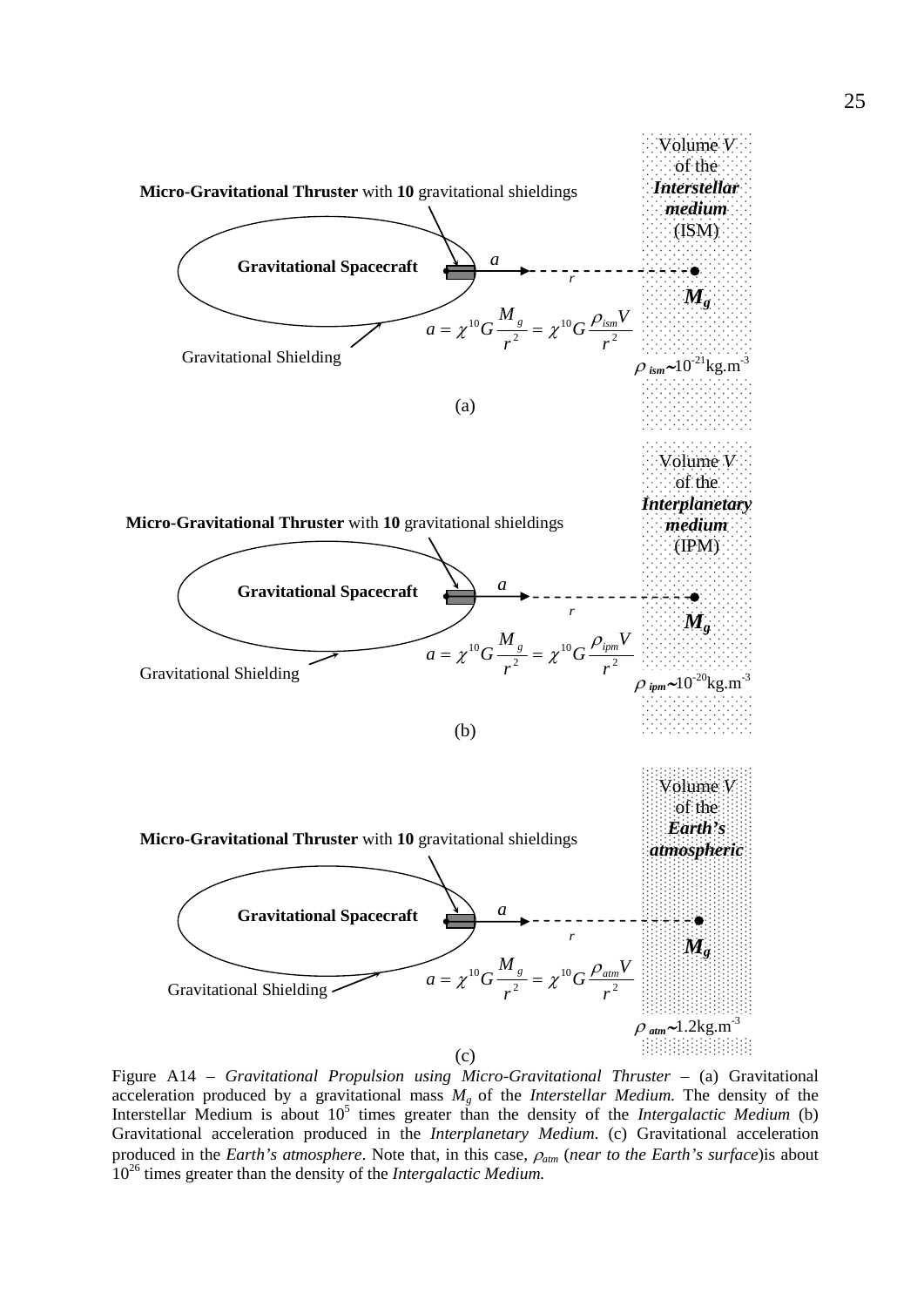**Micro-Gravitational Thruster** with **10** gravitational shieldings

Volume $V$ of the ***Interstellar medium*** (ISM)

**Gravitational Spacecraft**

Gravitational Shielding

$$a = \chi^{10} G \frac{M_g}{r^2} = \chi^{10} G \frac{\rho_{ism} V}{r^2}$$

$\rho_{ism} \sim 10^{-21} \text{kg.m}^{-3}$

(a)

**Micro-Gravitational Thruster** with **10** gravitational shieldings

Volume $V$ of the ***Interplanetary medium*** (IPM)

**Gravitational Spacecraft**

Gravitational Shielding

$$a = \chi^{10} G \frac{M_g}{r^2} = \chi^{10} G \frac{\rho_{ipm} V}{r^2}$$

$\rho_{ipm} \sim 10^{-20} \text{kg.m}^{-3}$

(b)

**Micro-Gravitational Thruster** with **10** gravitational shieldings

Volume $V$ of the ***Earth's atmospheric***

**Gravitational Spacecraft**

Gravitational Shielding

$$a = \chi^{10} G \frac{M_g}{r^2} = \chi^{10} G \frac{\rho_{atm} V}{r^2}$$

$\rho_{atm} \sim 1.2 \text{kg.m}^{-3}$

(c)

Figure A14 – *Gravitational Propulsion using Micro-Gravitational Thruster* – (a) Gravitational acceleration produced by a gravitational mass $M_g$ of the *Interstellar Medium*. The density of the Interstellar Medium is about $10^5$ times greater than the density of the *Intergalactic Medium* (b) Gravitational acceleration produced in the *Interplanetary Medium*. (c) Gravitational acceleration produced in the *Earth's atmosphere*. Note that, in this case, $\rho_{atm}$ (*near to the Earth's surface*)is about $10^{26}$ times greater than the density of the *Intergalactic Medium.*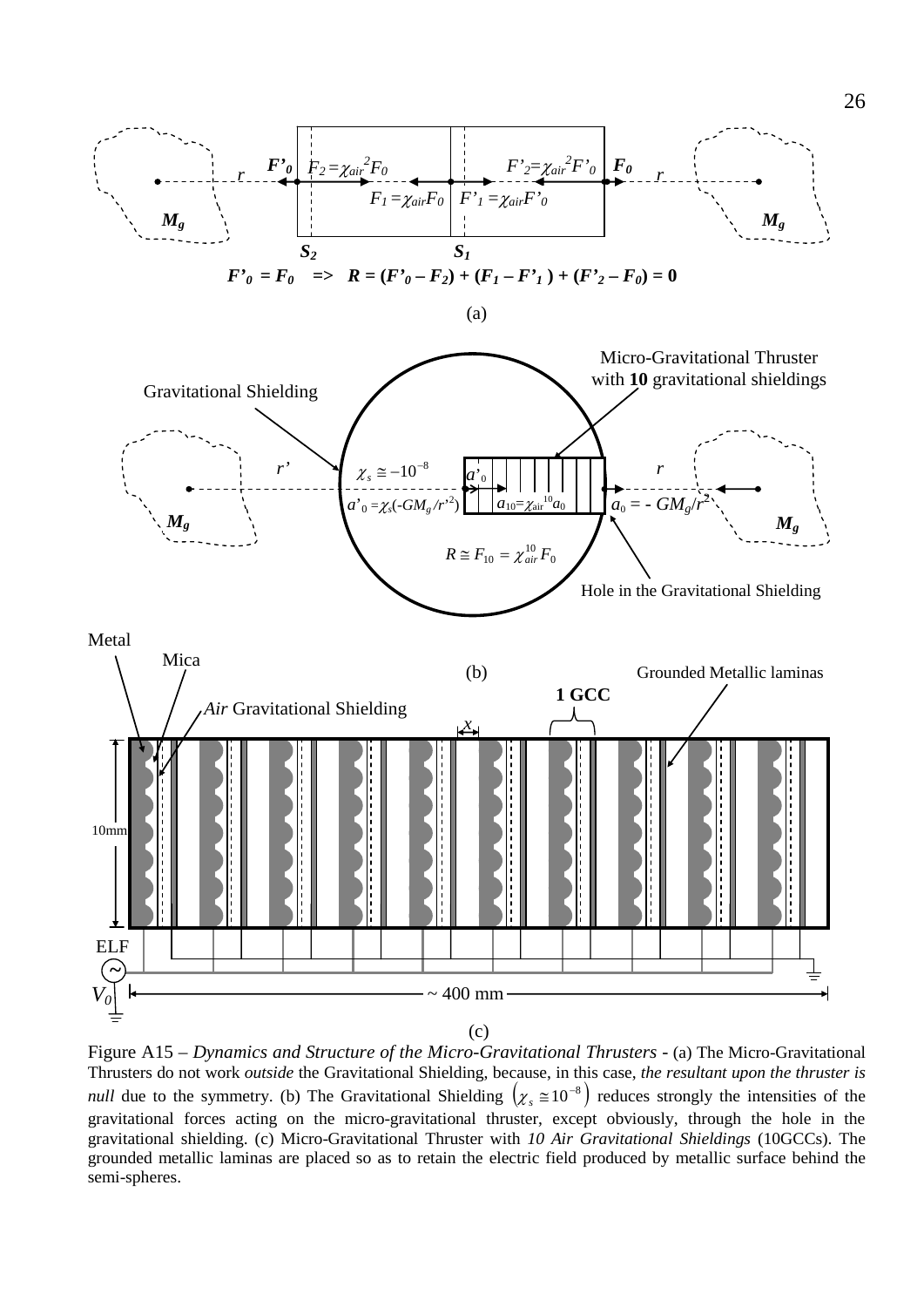Figure A15 – *Dynamics and Structure of the Micro-Gravitational Thrusters* - (a) The Micro-Gravitational Thrusters do not work *outside* the Gravitational Shielding, because, in this case, *the resultant upon the thruster is null* due to the symmetry. (b) The Gravitational Shielding $\left(\chi_s \cong 10^{-8}\right)$ reduces strongly the intensities of the gravitational forces acting on the micro-gravitational thruster, except obviously, through the hole in the gravitational shielding. (c) Micro-Gravitational Thruster with *10 Air Gravitational Shieldings* (10GCCs). The grounded metallic laminas are placed so as to retain the electric field produced by metallic surface behind the semi-spheres.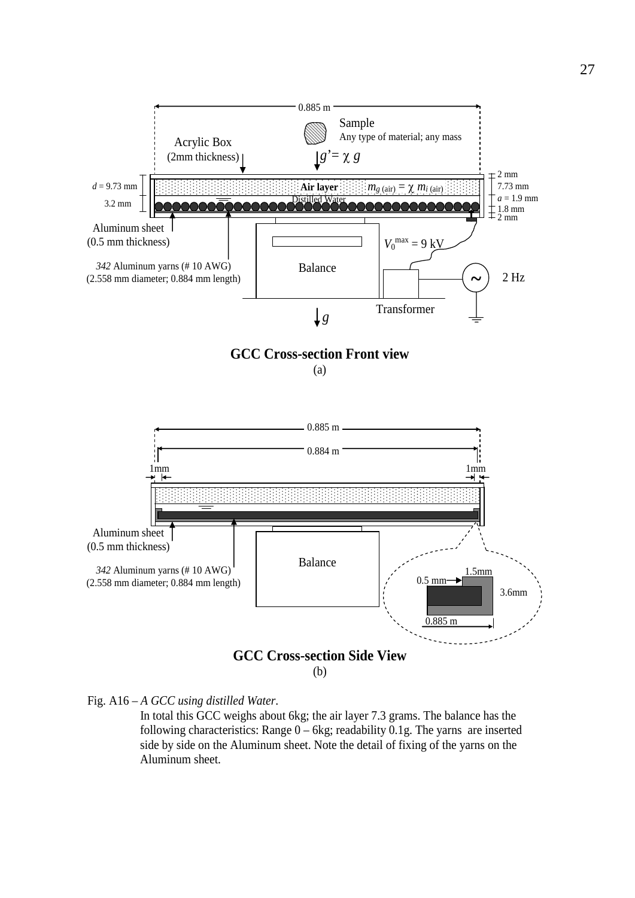GCC Cross-section Front view

(a)

GCC Cross-section Side View

(b)

Fig. A16 – *A GCC using distilled Water*.

In total this GCC weighs about 6kg; the air layer 7.3 grams. The balance has the following characteristics: Range 0 – 6kg; readability 0.1g. The yarns are inserted side by side on the Aluminum sheet. Note the detail of fixing of the yarns on the Aluminum sheet.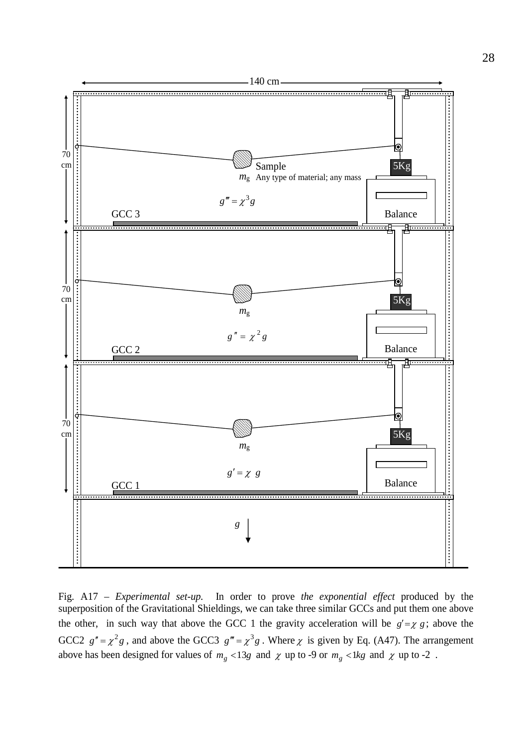140 cm

70 cm

70 cm

70 cm

Sample

$m_g$ Any type of material; any mass

5Kg

Balance

$g''' = \chi^3 g$

GCC 3

$m_g$

5Kg

$g'' = \chi^2 g$

GCC 2

Balance

$m_g$

5Kg

$g' = \chi\ g$

GCC 1

Balance

$g$

Fig. A17 – *Experimental set-up.* In order to prove *the exponential effect* produced by the superposition of the Gravitational Shieldings, we can take three similar GCCs and put them one above the other, in such way that above the GCC 1 the gravity acceleration will be $g' = \chi\, g$; above the GCC2 $g'' = \chi^2 g$, and above the GCC3 $g''' = \chi^3 g$. Where $\chi$ is given by Eq. (A47). The arrangement above has been designed for values of $m_g < 13g$ and $\chi$ up to -9 or $m_g < 1kg$ and $\chi$ up to -2 .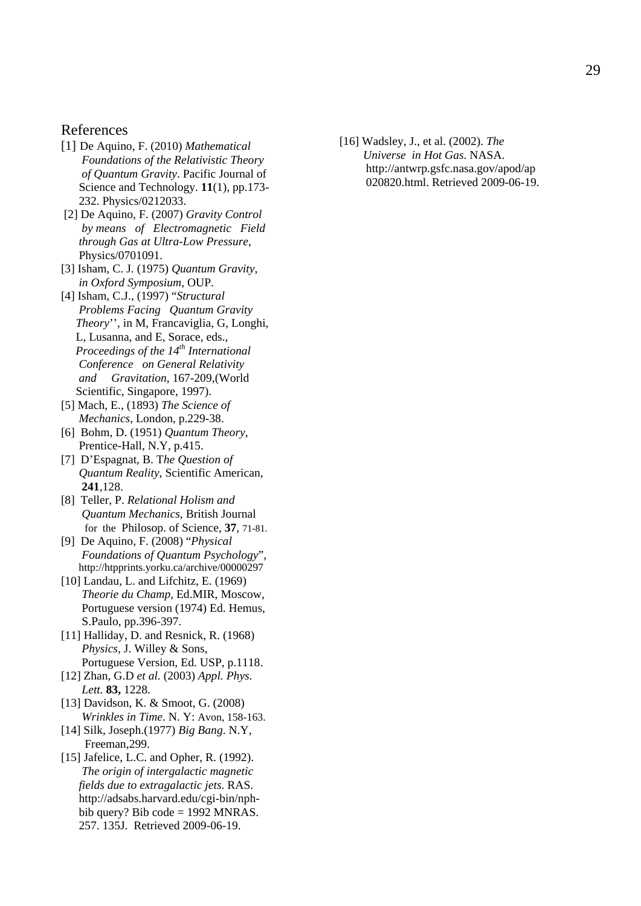## References

[1] De Aquino, F. (2010) *Mathematical Foundations of the Relativistic Theory of Quantum Gravity*. Pacific Journal of Science and Technology. **11**(1), pp.173-232. Physics/0212033.

[2] De Aquino, F. (2007) *Gravity Control by means of Electromagnetic Field through Gas at Ultra-Low Pressure*, Physics/0701091.

[3] Isham, C. J. (1975) *Quantum Gravity, in Oxford Symposium*, OUP.

[4] Isham, C.J., (1997) "*Structural Problems Facing Quantum Gravity Theory*'', in M, Francaviglia, G, Longhi, L, Lusanna, and E, Sorace, eds., *Proceedings of the 14th International Conference on General Relativity and Gravitation*, 167-209,(World Scientific, Singapore, 1997).

[5] Mach, E., (1893) *The Science of Mechanics*, London, p.229-38.

[6] Bohm, D. (1951) *Quantum Theory*, Prentice-Hall, N.Y, p.415.

[7] D'Espagnat, B. T*he Question of Quantum Reality*, Scientific American, **241**,128.

[8] Teller, P. *Relational Holism and Quantum Mechanics*, British Journal for the Philosop. of Science, **37**, 71-81.

[9] De Aquino, F. (2008) "*Physical Foundations of Quantum Psychology*", http://htpprints.yorku.ca/archive/00000297

[10] Landau, L. and Lifchitz, E. (1969) *Theorie du Champ*, Ed.MIR, Moscow, Portuguese version (1974) Ed. Hemus, S.Paulo, pp.396-397.

[11] Halliday, D. and Resnick, R. (1968) *Physics*, J. Willey & Sons, Portuguese Version, Ed. USP, p.1118.

[12] Zhan, G.D *et al.* (2003) *Appl. Phys. Lett.* **83,** 1228.

[13] Davidson, K. & Smoot, G. (2008) *Wrinkles in Time*. N. Y: Avon, 158-163.

[14] Silk, Joseph.(1977) *Big Bang*. N.Y, Freeman,299.

[15] Jafelice, L.C. and Opher, R. (1992). *The origin of intergalactic magnetic fields due to extragalactic jets*. RAS. http://adsabs.harvard.edu/cgi-bin/nph-bib query? Bib code = 1992 MNRAS. 257. 135J. Retrieved 2009-06-19.

[16] Wadsley, J., et al. (2002). *The Universe in Hot Gas*. NASA. http://antwrp.gsfc.nasa.gov/apod/ap020820.html. Retrieved 2009-06-19.